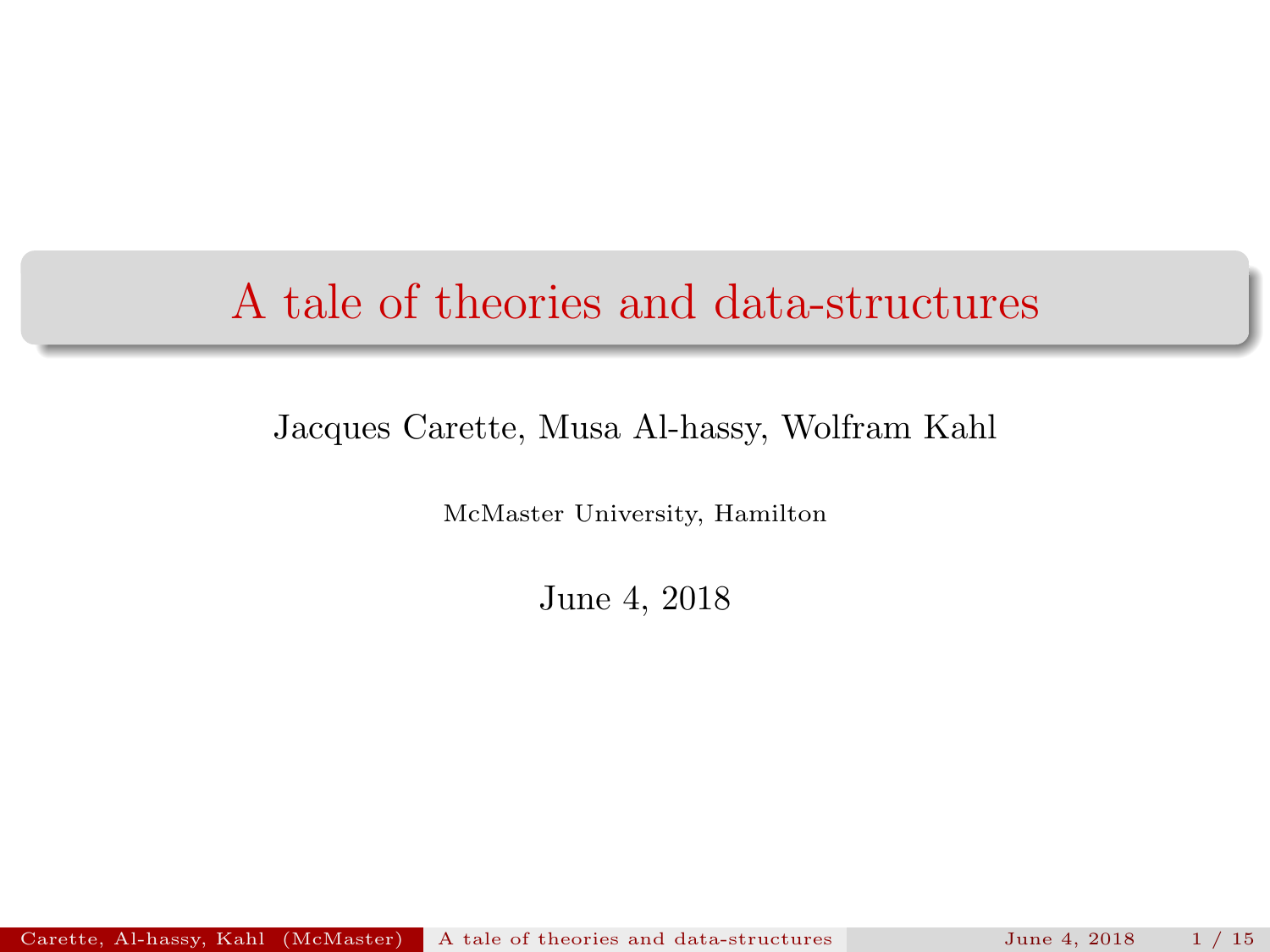# A tale of theories and data-structures

Jacques Carette, Musa Al-hassy, Wolfram Kahl

McMaster University, Hamilton

June 4, 2018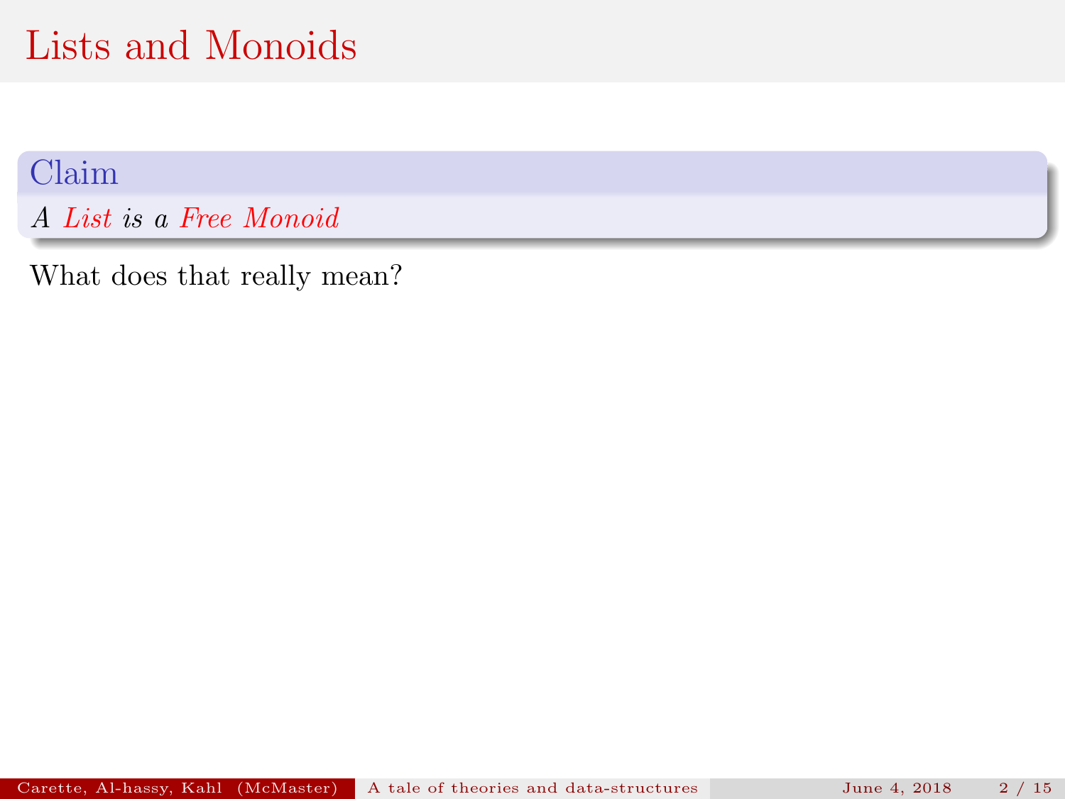# Lists and Monoids

**Claim**

*A List is a Free Monoid*

What does that really mean?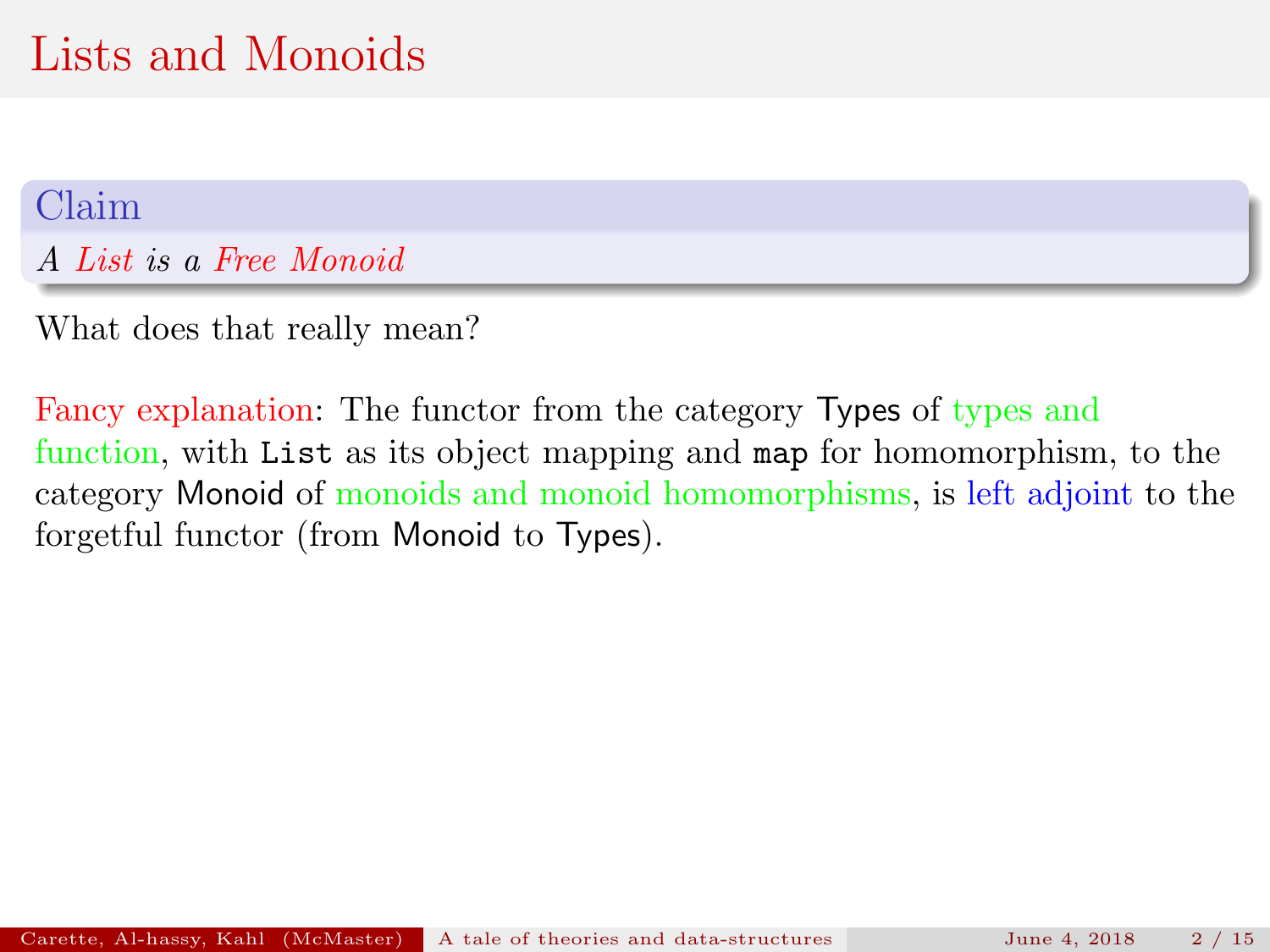# Lists and Monoids

**Claim**

*A List is a Free Monoid*

What does that really mean?

Fancy explanation: The functor from the category Types of types and function, with `List` as its object mapping and `map` for homomorphism, to the category Monoid of monoids and monoid homomorphisms, is left adjoint to the forgetful functor (from Monoid to Types).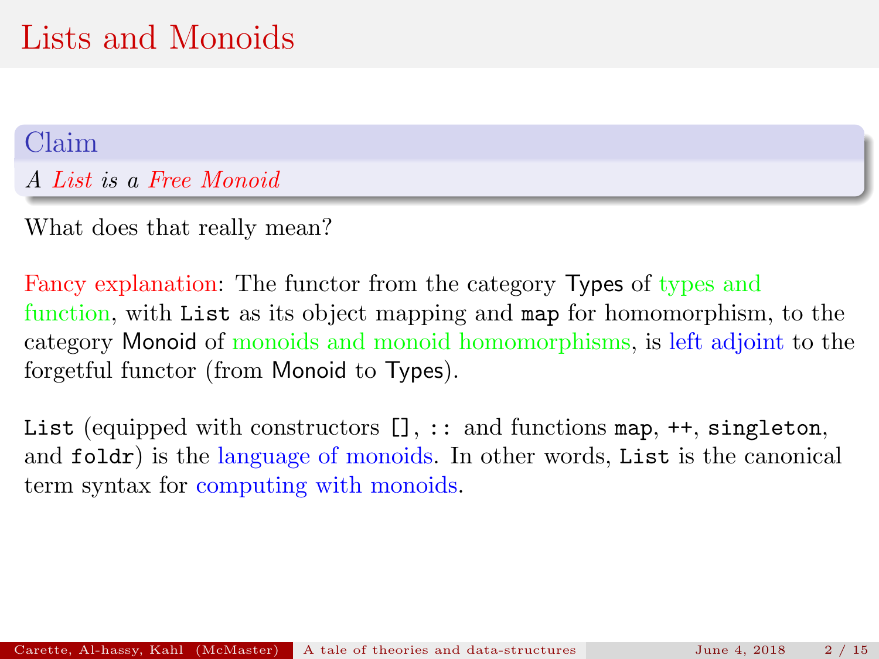# Lists and Monoids

**Claim**

*A List is a Free Monoid*

What does that really mean?

Fancy explanation: The functor from the category Types of types and function, with `List` as its object mapping and `map` for homomorphism, to the category Monoid of monoids and monoid homomorphisms, is left adjoint to the forgetful functor (from Monoid to Types).

`List` (equipped with constructors `[]`, `::` and functions `map`, `++`, `singleton`, and `foldr`) is the language of monoids. In other words, `List` is the canonical term syntax for computing with monoids.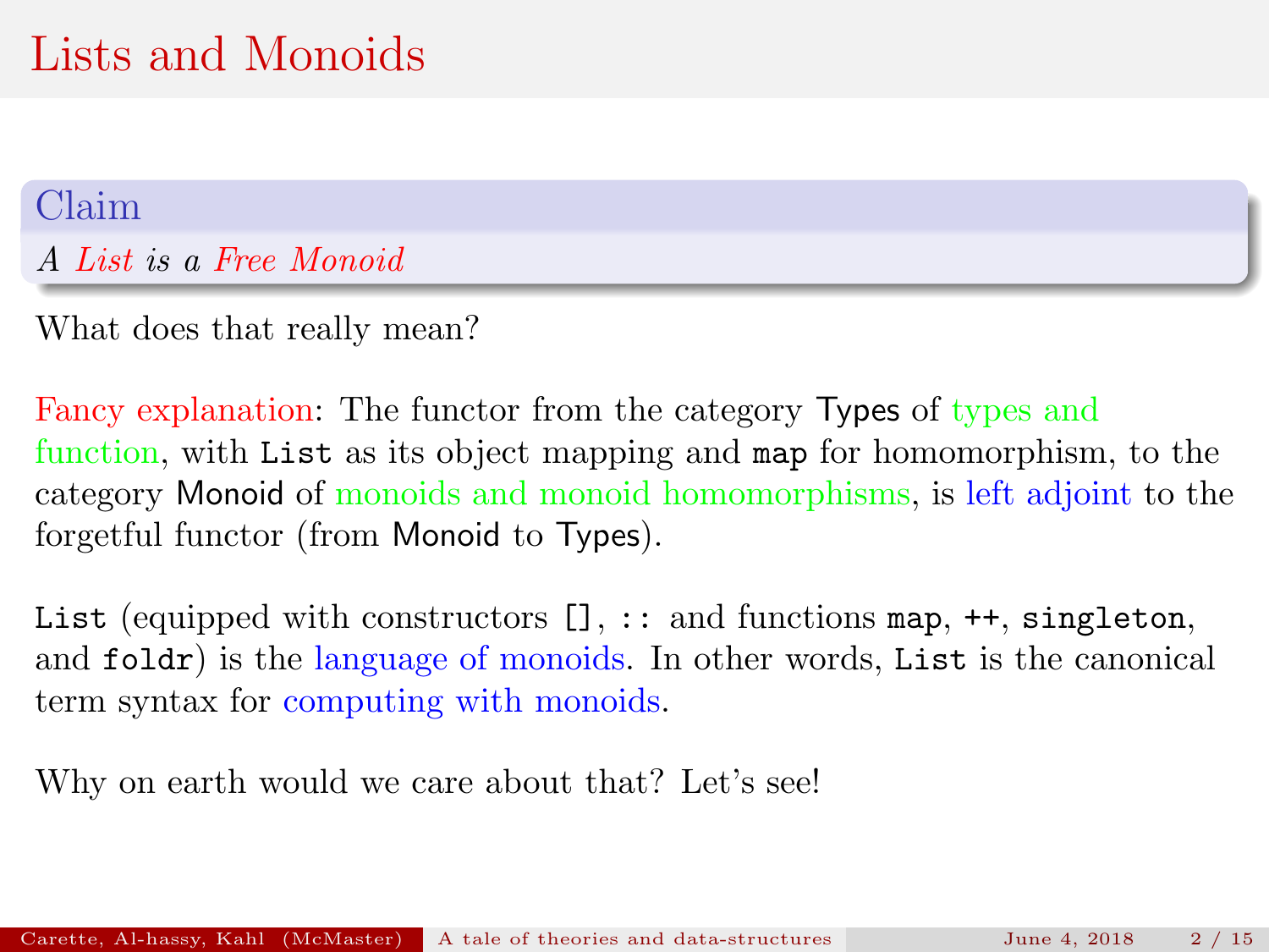# Lists and Monoids

**Claim**

*A List is a Free Monoid*

What does that really mean?

Fancy explanation: The functor from the category Types of types and function, with `List` as its object mapping and `map` for homomorphism, to the category Monoid of monoids and monoid homomorphisms, is left adjoint to the forgetful functor (from Monoid to Types).

`List` (equipped with constructors `[]`, `::` and functions `map`, `++`, `singleton`, and `foldr`) is the language of monoids. In other words, `List` is the canonical term syntax for computing with monoids.

Why on earth would we care about that? Let's see!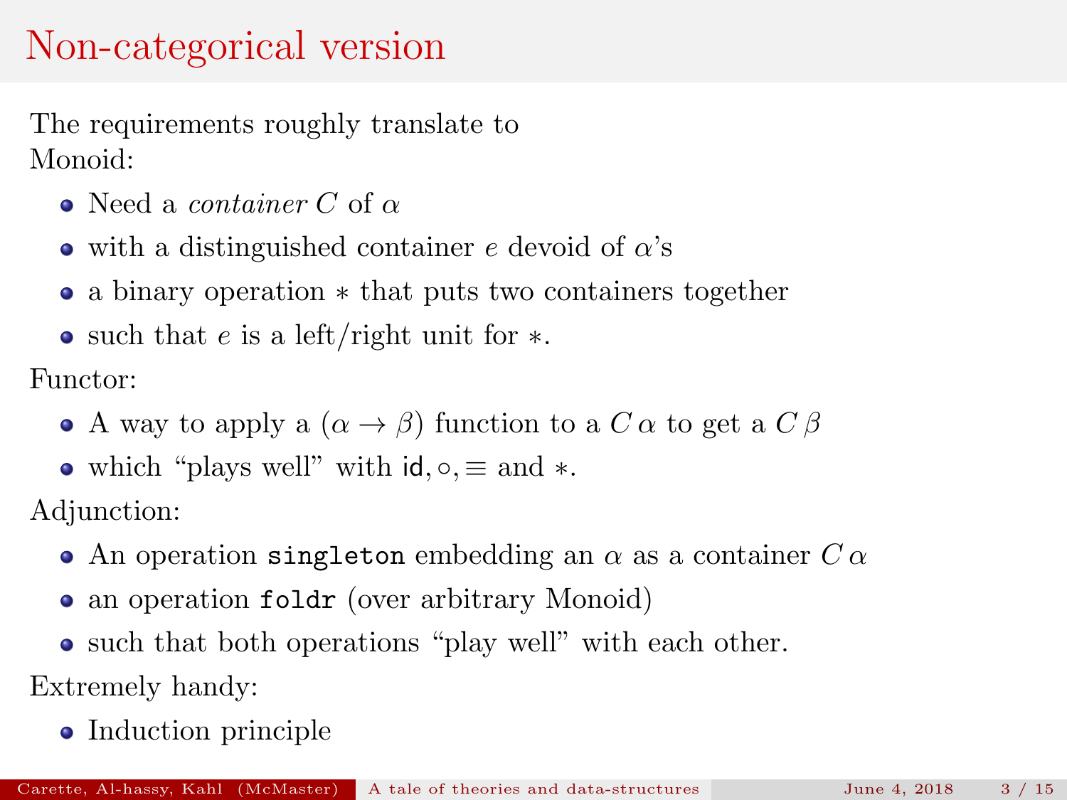# Non-categorical version

The requirements roughly translate to
Monoid:

- Need a *container* $C$ of $\alpha$
- with a distinguished container $e$ devoid of $\alpha$'s
- a binary operation $*$ that puts two containers together
- such that $e$ is a left/right unit for $*$.

Functor:

- A way to apply a $(\alpha \to \beta)$ function to a $C\,\alpha$ to get a $C\,\beta$
- which "plays well" with $\mathsf{id}, \circ, \equiv$ and $*$.

Adjunction:

- An operation `singleton` embedding an $\alpha$ as a container $C\,\alpha$
- an operation `foldr` (over arbitrary Monoid)
- such that both operations "play well" with each other.

Extremely handy:

- Induction principle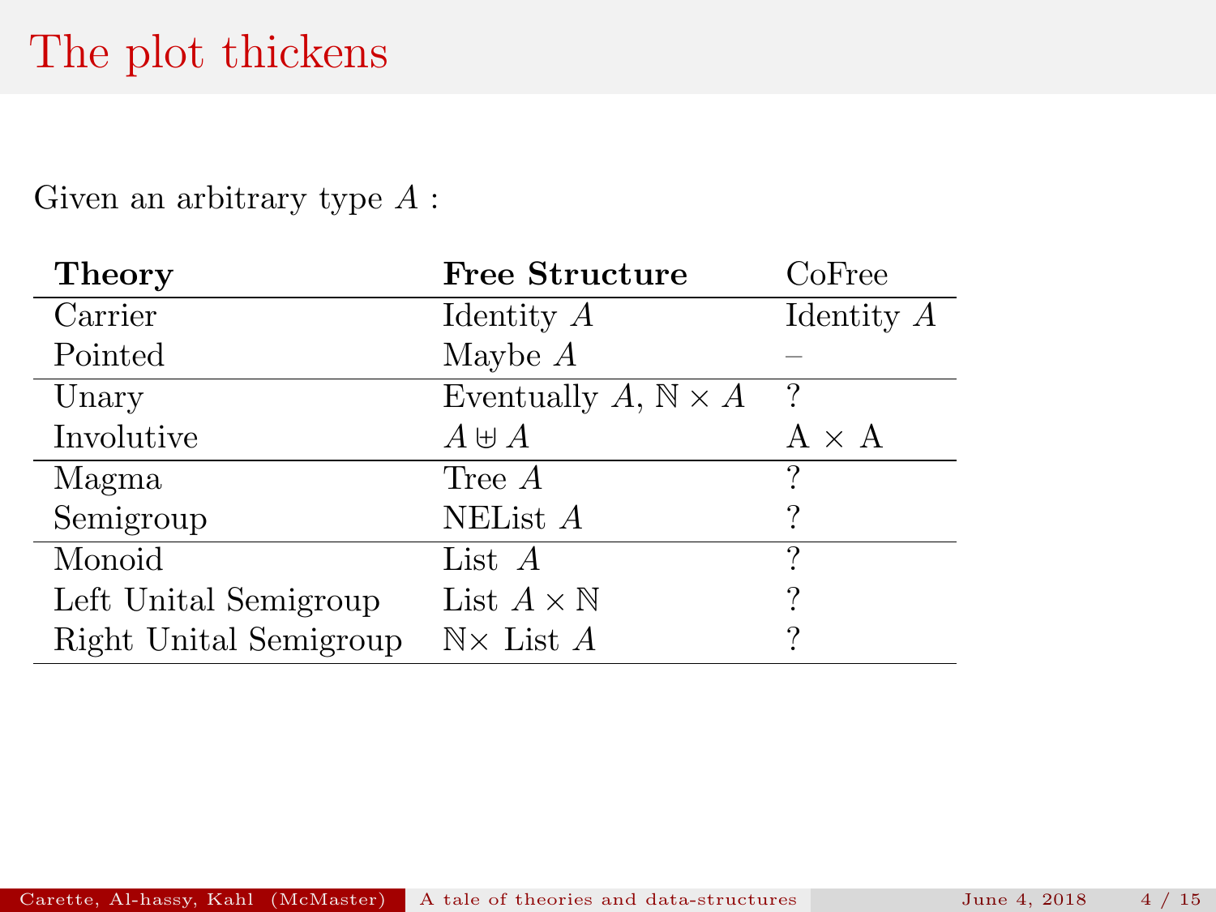# The plot thickens

Given an arbitrary type $A$ :

| **Theory** | **Free Structure** | CoFree |
|---|---|---|
| Carrier | Identity $A$ | Identity $A$ |
| Pointed | Maybe $A$ | – |
| Unary | Eventually $A$, $\mathbb{N} \times A$ | ? |
| Involutive | $A \uplus A$ | A $\times$ A |
| Magma | Tree $A$ | ? |
| Semigroup | NEList $A$ | ? |
| Monoid | List $A$ | ? |
| Left Unital Semigroup | List $A \times \mathbb{N}$ | ? |
| Right Unital Semigroup | $\mathbb{N} \times$ List $A$ | ? |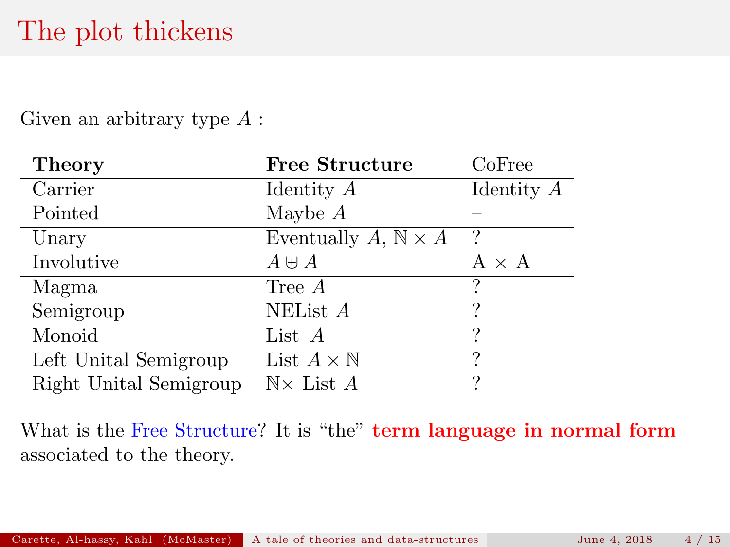# The plot thickens

Given an arbitrary type $A$ :

| **Theory** | **Free Structure** | CoFree |
|---|---|---|
| Carrier | Identity $A$ | Identity $A$ |
| Pointed | Maybe $A$ | – |
| Unary | Eventually $A$, $\mathbb{N} \times A$ | ? |
| Involutive | $A \uplus A$ | A $\times$ A |
| Magma | Tree $A$ | ? |
| Semigroup | NEList $A$ | ? |
| Monoid | List $A$ | ? |
| Left Unital Semigroup | List $A \times \mathbb{N}$ | ? |
| Right Unital Semigroup | $\mathbb{N}\times$ List $A$ | ? |

What is the Free Structure? It is "the" **term language in normal form** associated to the theory.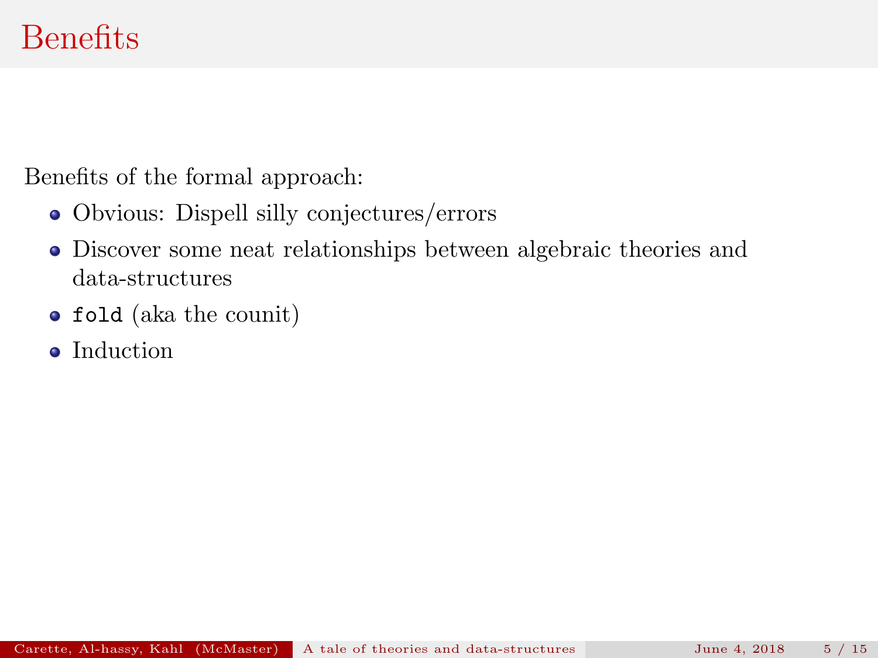# Benefits

Benefits of the formal approach:

- Obvious: Dispell silly conjectures/errors
- Discover some neat relationships between algebraic theories and data-structures
- `fold` (aka the counit)
- Induction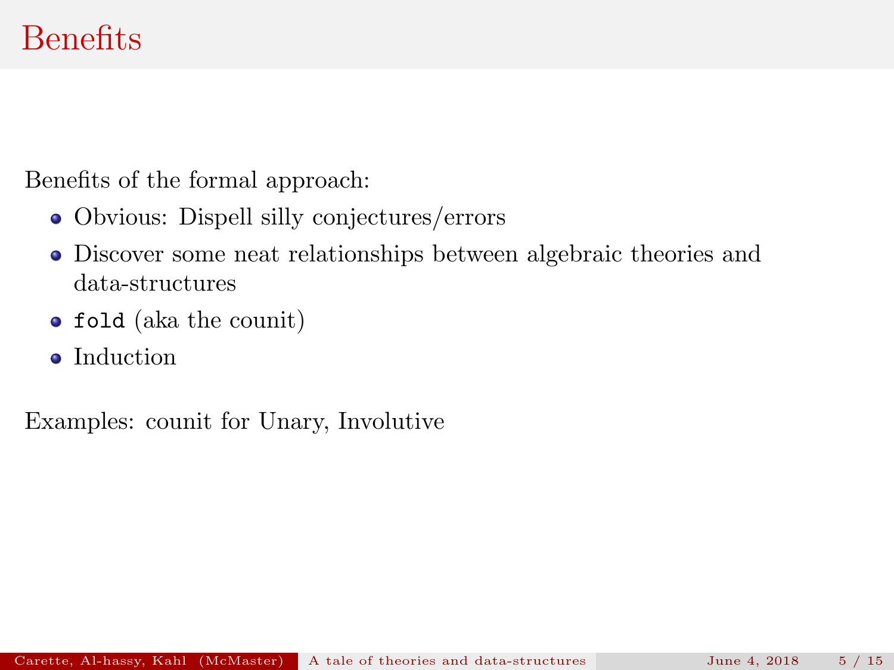# Benefits

Benefits of the formal approach:

- Obvious: Dispell silly conjectures/errors
- Discover some neat relationships between algebraic theories and data-structures
- `fold` (aka the counit)
- Induction

Examples: counit for Unary, Involutive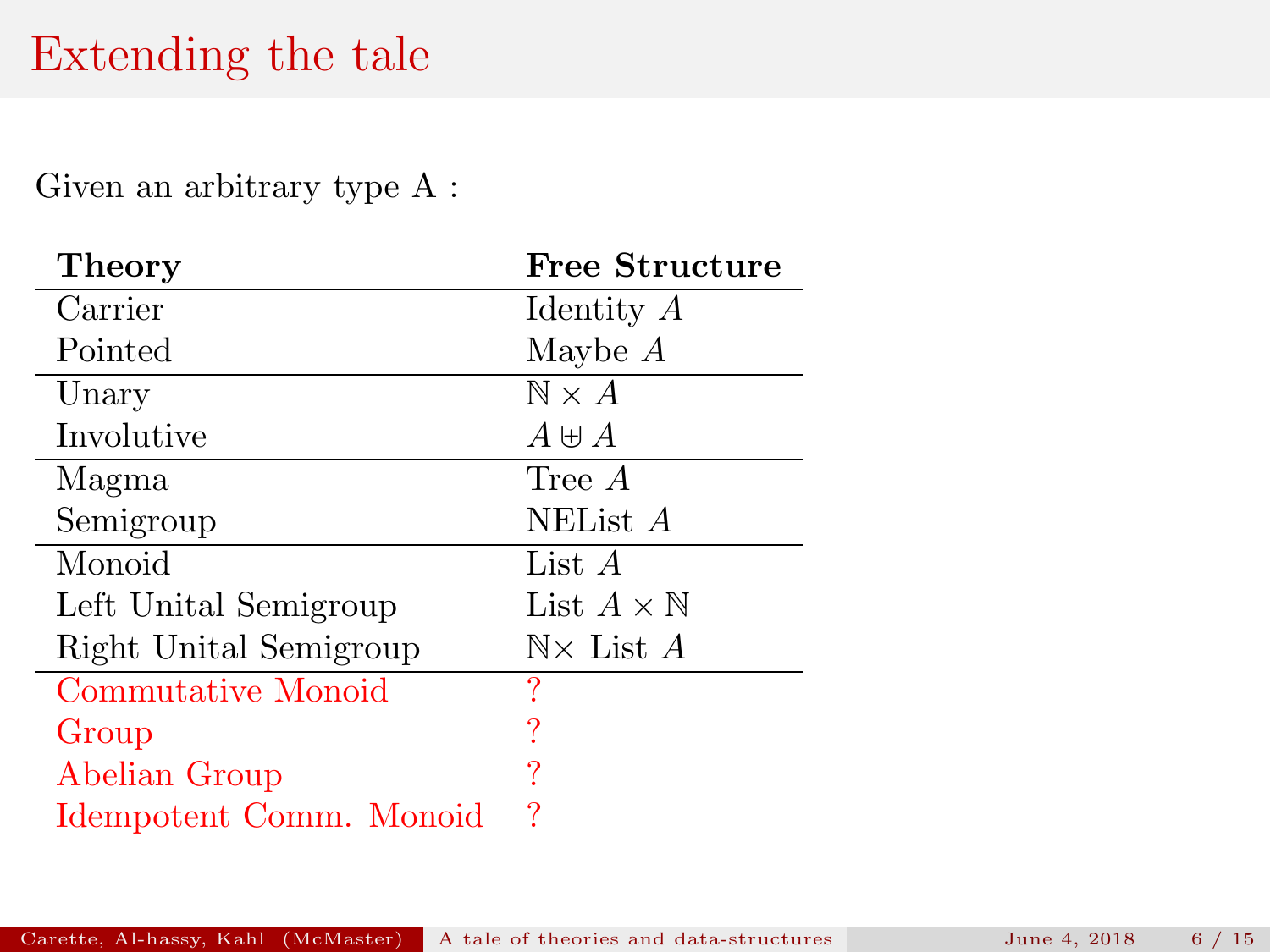# Extending the tale

Given an arbitrary type A :

| **Theory** | **Free Structure** |
|---|---|
| Carrier | Identity $A$ |
| Pointed | Maybe $A$ |
| Unary | $\mathbb{N} \times A$ |
| Involutive | $A \uplus A$ |
| Magma | Tree $A$ |
| Semigroup | NEList $A$ |
| Monoid | List $A$ |
| Left Unital Semigroup | List $A \times \mathbb{N}$ |
| Right Unital Semigroup | $\mathbb{N}\times$ List $A$ |
| Commutative Monoid | ? |
| Group | ? |
| Abelian Group | ? |
| Idempotent Comm. Monoid | ? |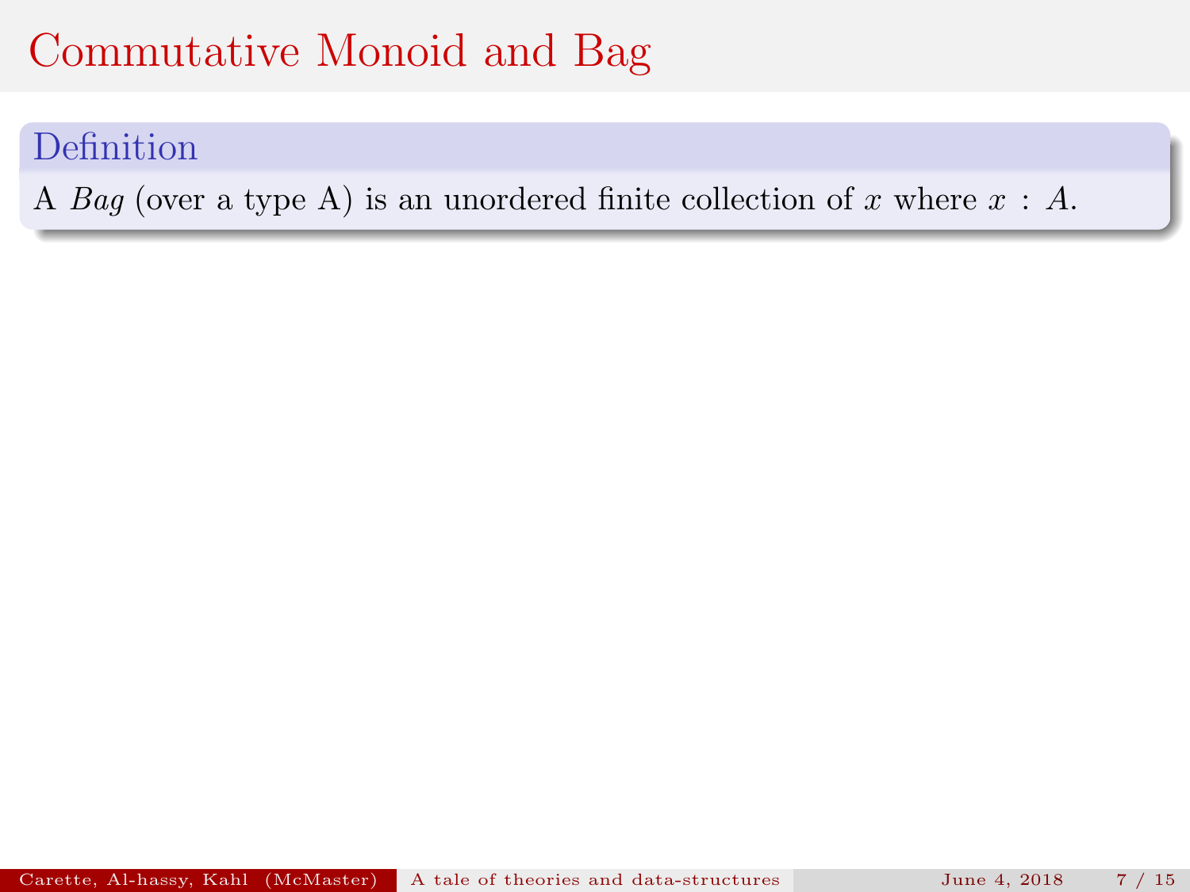# Commutative Monoid and Bag

### Definition

A *Bag* (over a type A) is an unordered finite collection of $x$ where $x : A$.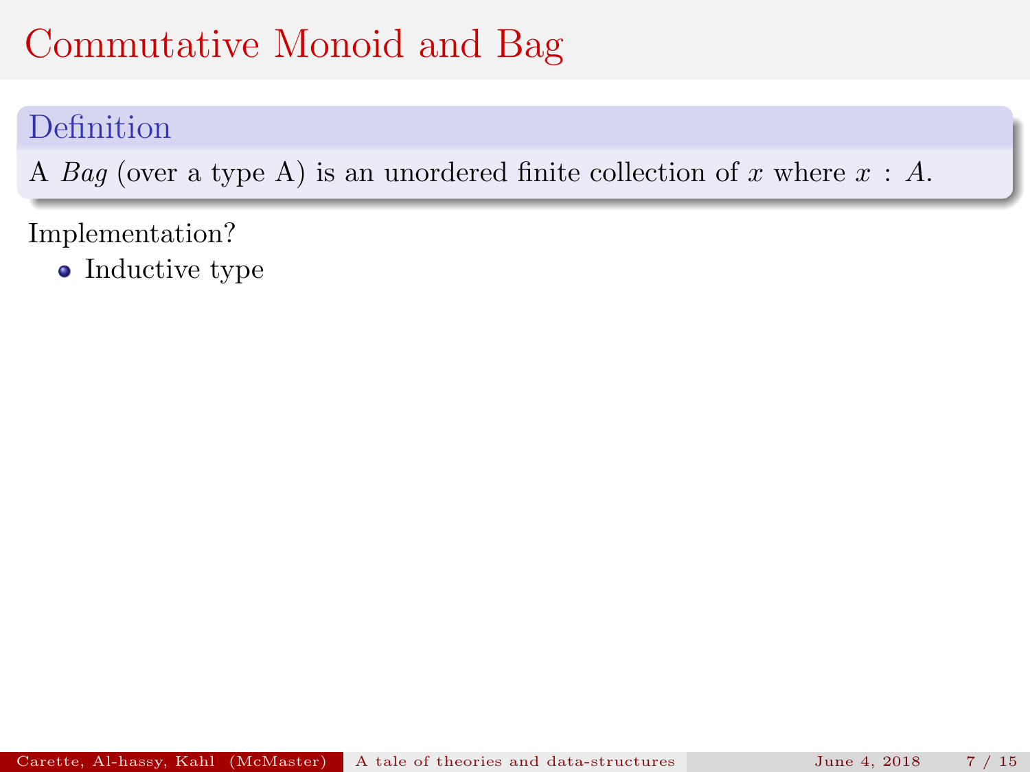# Commutative Monoid and Bag

**Definition**

A *Bag* (over a type A) is an unordered finite collection of $x$ where $x : A$.

Implementation?

- Inductive type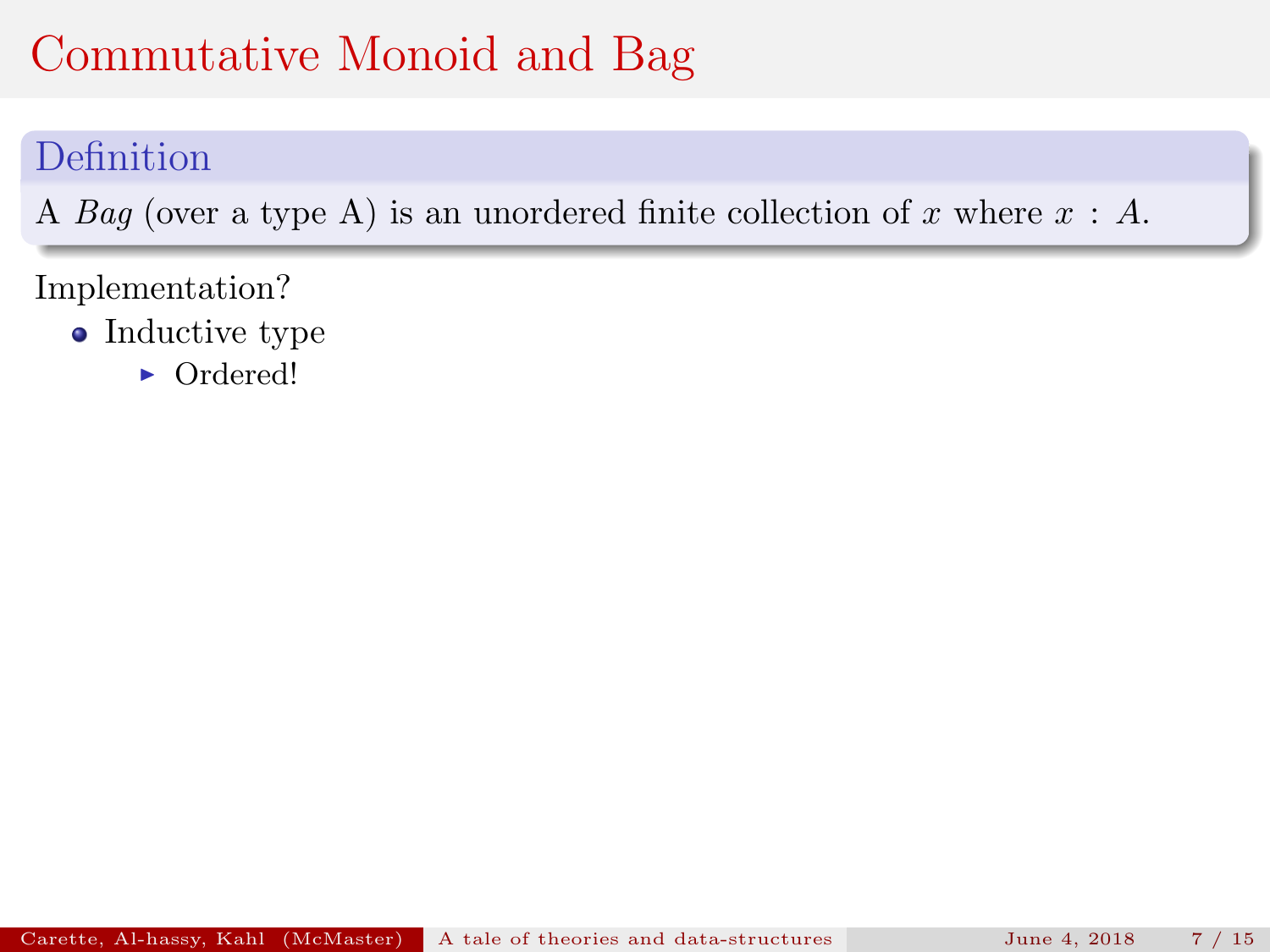# Commutative Monoid and Bag

**Definition**

A *Bag* (over a type A) is an unordered finite collection of $x$ where $x : A$.

Implementation?

- Inductive type
  - Ordered!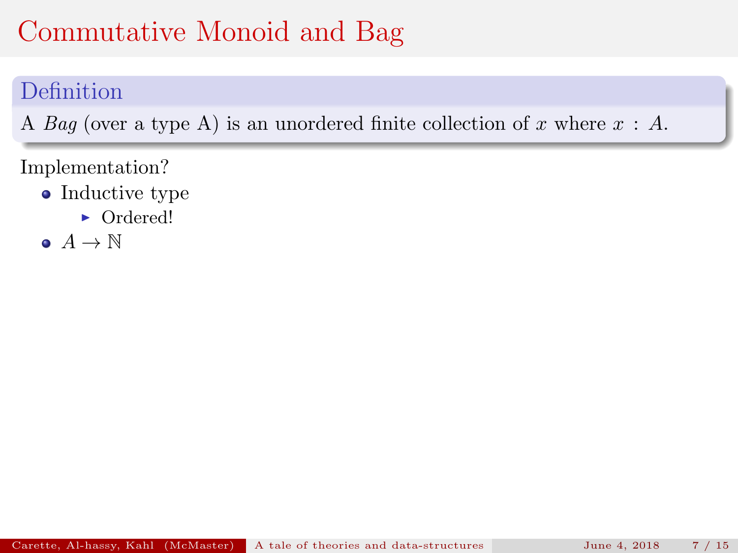# Commutative Monoid and Bag

**Definition**

A *Bag* (over a type A) is an unordered finite collection of $x$ where $x : A$.

Implementation?

- Inductive type
  - Ordered!
- $A \to \mathbb{N}$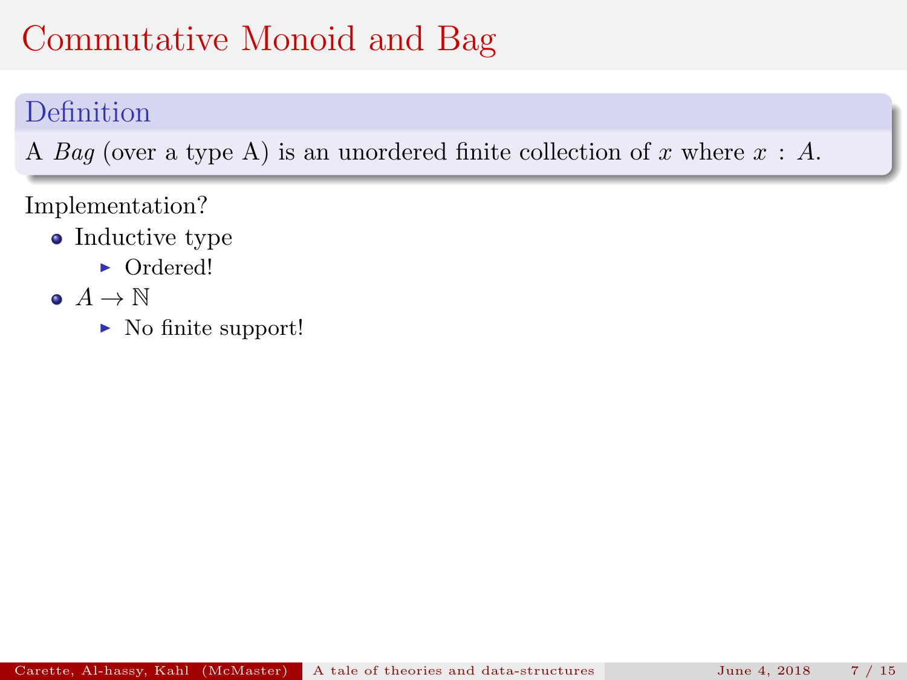# Commutative Monoid and Bag

**Definition**

A *Bag* (over a type A) is an unordered finite collection of $x$ where $x : A$.

Implementation?

- Inductive type
  - Ordered!
- $A \to \mathbb{N}$
  - No finite support!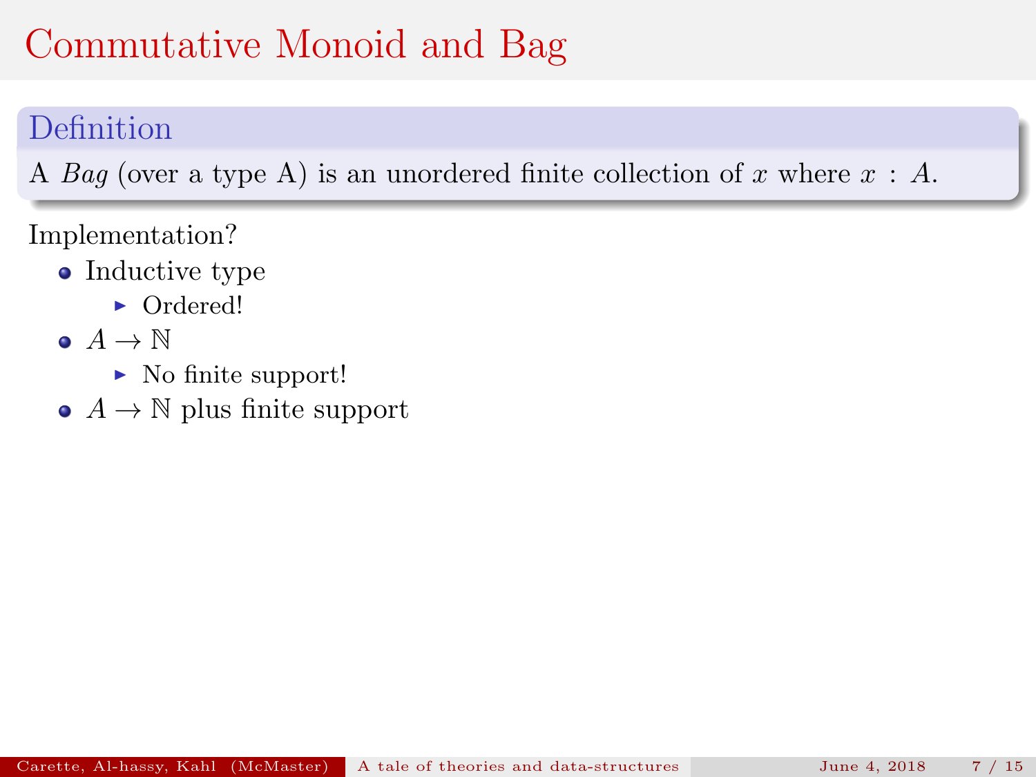# Commutative Monoid and Bag

**Definition**

A *Bag* (over a type A) is an unordered finite collection of $x$ where $x : A$.

Implementation?

- Inductive type
  - Ordered!
- $A \to \mathbb{N}$
  - No finite support!
- $A \to \mathbb{N}$ plus finite support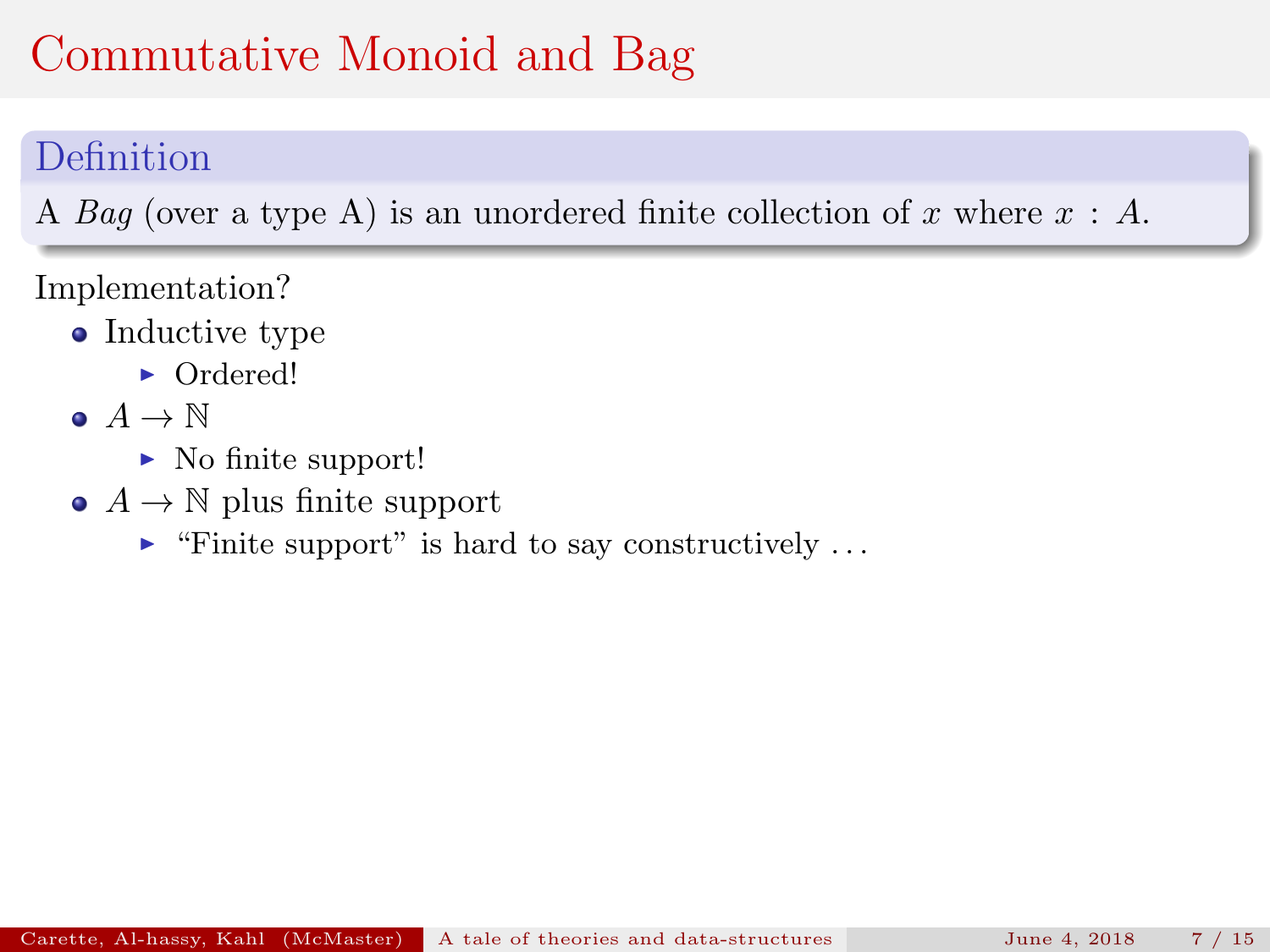# Commutative Monoid and Bag

**Definition**

A *Bag* (over a type A) is an unordered finite collection of $x$ where $x : A$.

Implementation?

- Inductive type
  - Ordered!
- $A \to \mathbb{N}$
  - No finite support!
- $A \to \mathbb{N}$ plus finite support
  - "Finite support" is hard to say constructively ...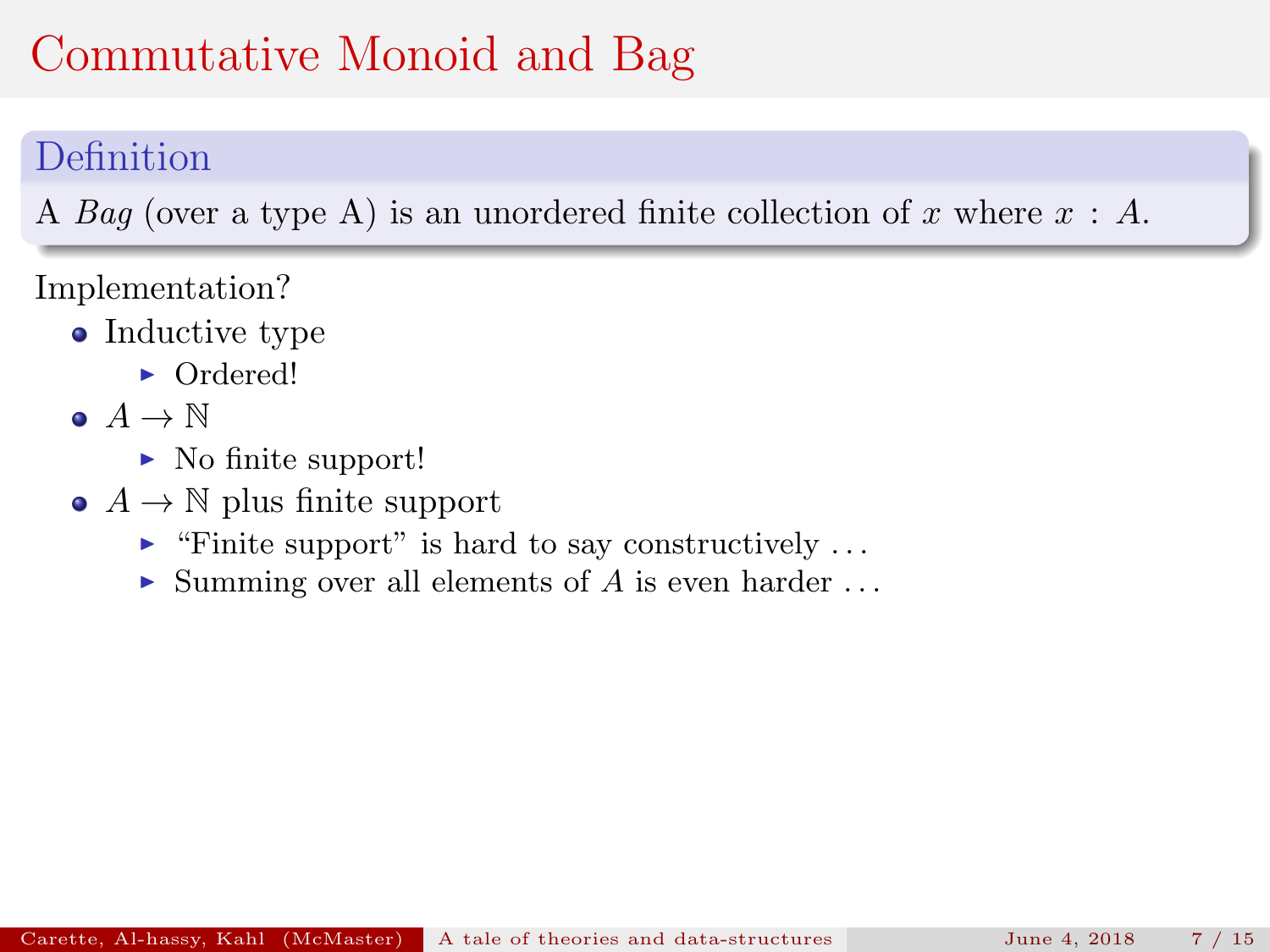# Commutative Monoid and Bag

**Definition**

A *Bag* (over a type A) is an unordered finite collection of $x$ where $x : A$.

Implementation?

- Inductive type
  - Ordered!
- $A \to \mathbb{N}$
  - No finite support!
- $A \to \mathbb{N}$ plus finite support
  - "Finite support" is hard to say constructively ...
  - Summing over all elements of $A$ is even harder ...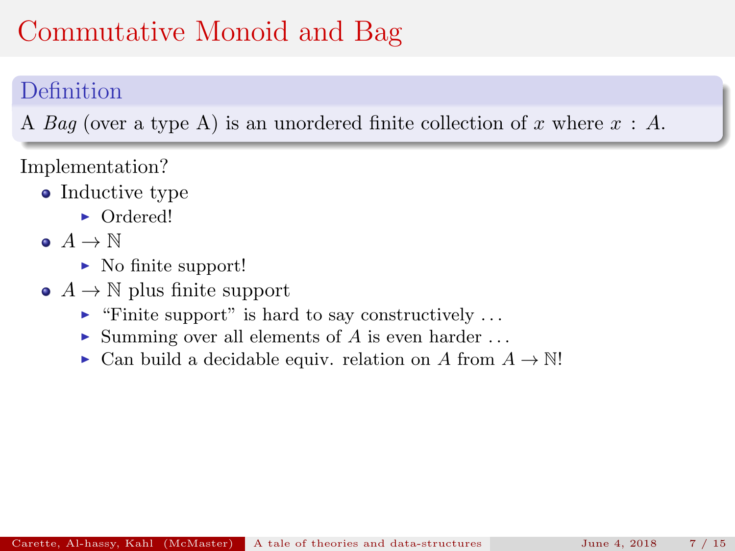# Commutative Monoid and Bag

**Definition**

A *Bag* (over a type A) is an unordered finite collection of $x$ where $x : A$.

Implementation?

- Inductive type
  - Ordered!
- $A \to \mathbb{N}$
  - No finite support!
- $A \to \mathbb{N}$ plus finite support
  - "Finite support" is hard to say constructively ...
  - Summing over all elements of $A$ is even harder ...
  - Can build a decidable equiv. relation on $A$ from $A \to \mathbb{N}$!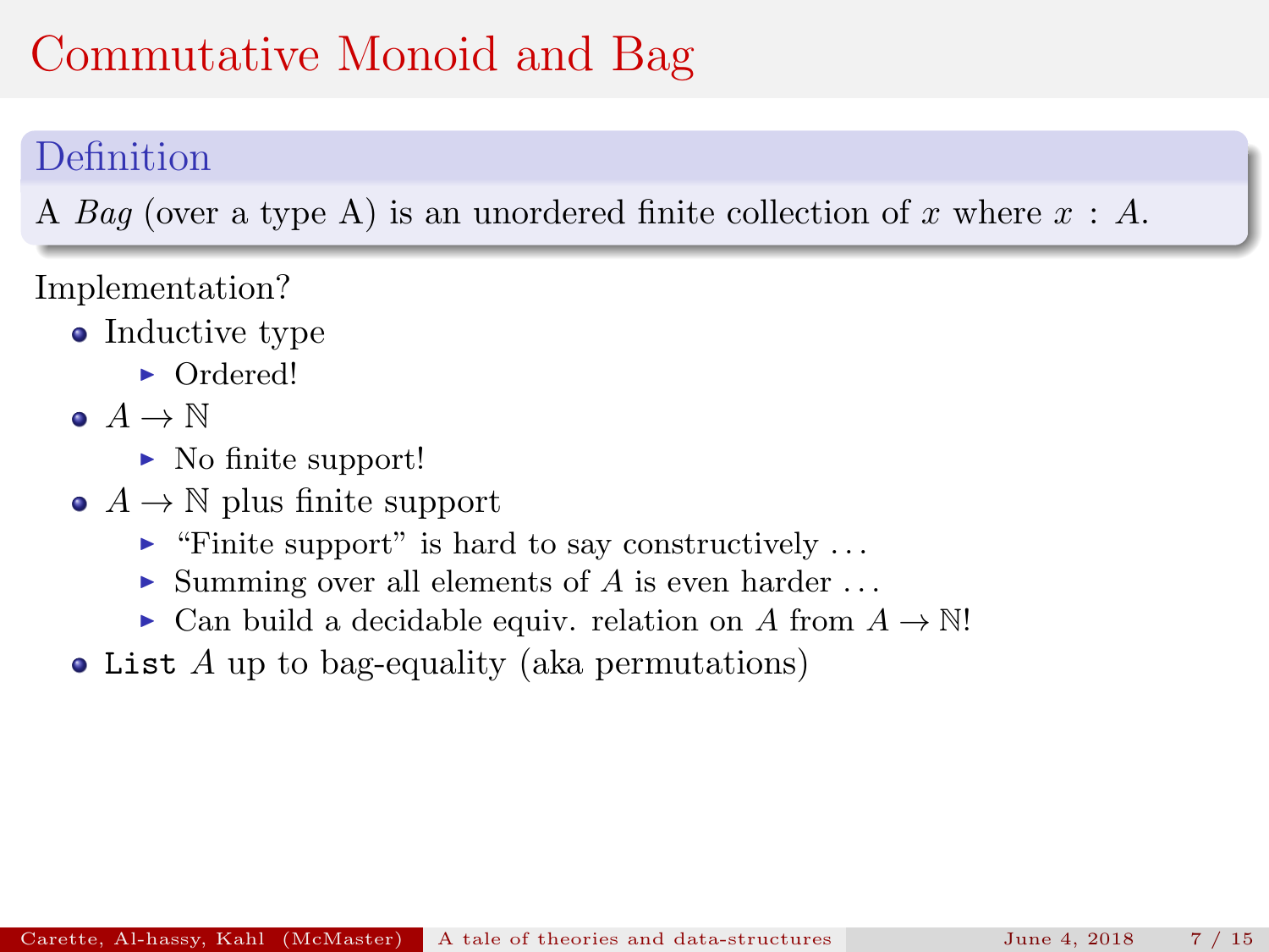# Commutative Monoid and Bag

**Definition**

A *Bag* (over a type A) is an unordered finite collection of $x$ where $x : A$.

Implementation?

- Inductive type
  - Ordered!
- $A \to \mathbb{N}$
  - No finite support!
- $A \to \mathbb{N}$ plus finite support
  - "Finite support" is hard to say constructively ...
  - Summing over all elements of $A$ is even harder ...
  - Can build a decidable equiv. relation on $A$ from $A \to \mathbb{N}$!
- `List` $A$ up to bag-equality (aka permutations)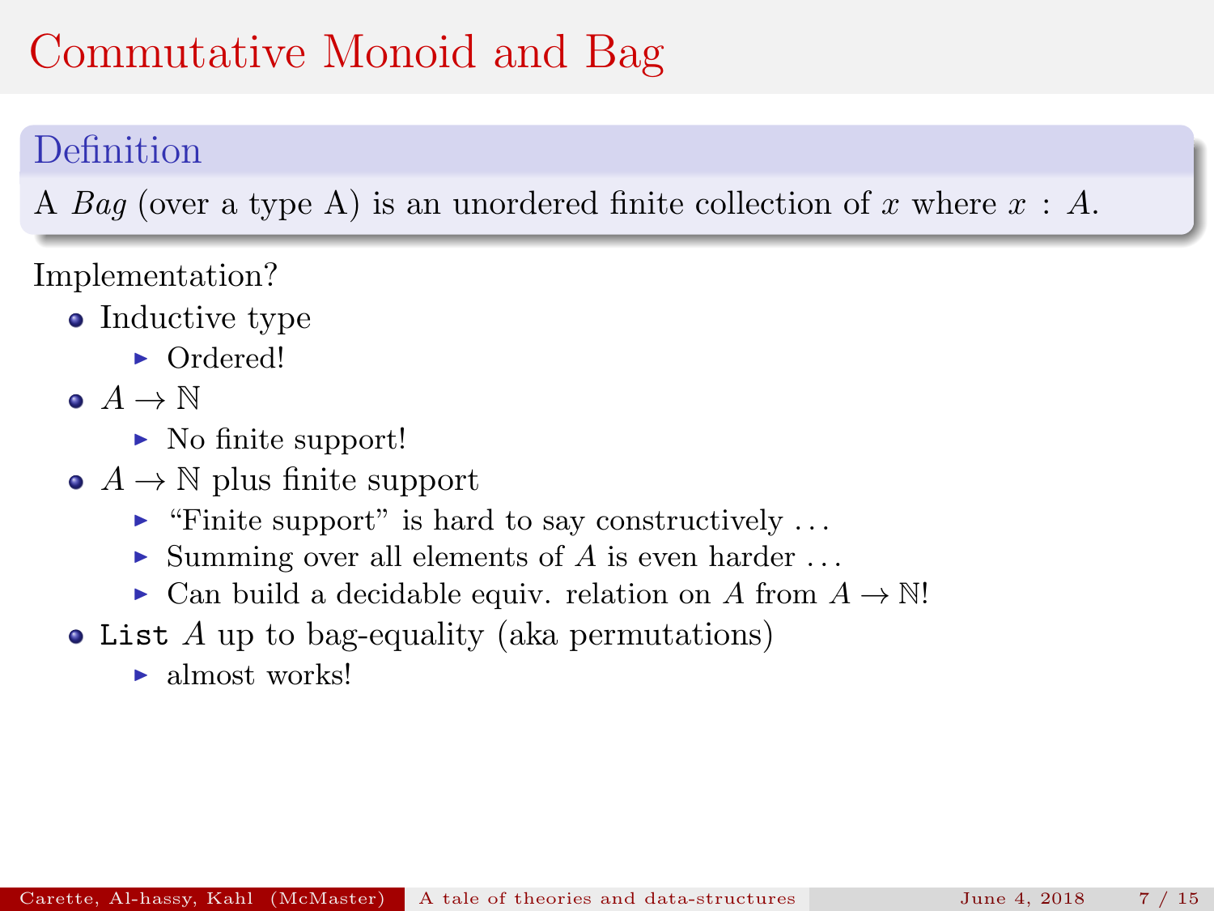# Commutative Monoid and Bag

**Definition**

A *Bag* (over a type A) is an unordered finite collection of $x$ where $x : A$.

Implementation?

- Inductive type
  - Ordered!
- $A \to \mathbb{N}$
  - No finite support!
- $A \to \mathbb{N}$ plus finite support
  - "Finite support" is hard to say constructively ...
  - Summing over all elements of $A$ is even harder ...
  - Can build a decidable equiv. relation on $A$ from $A \to \mathbb{N}$!
- `List` $A$ up to bag-equality (aka permutations)
  - almost works!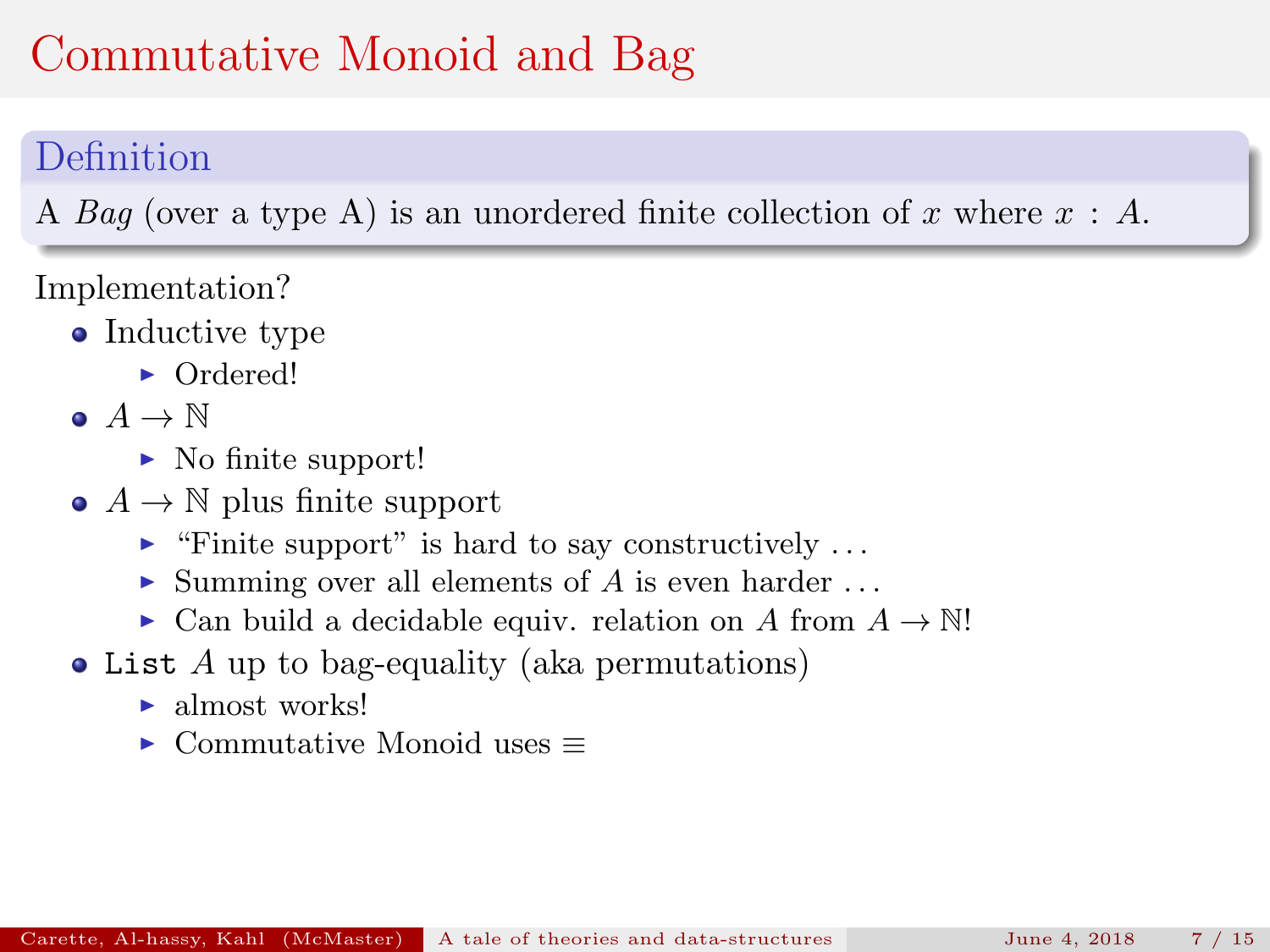# Commutative Monoid and Bag

**Definition**

A *Bag* (over a type A) is an unordered finite collection of $x$ where $x : A$.

Implementation?

- Inductive type
  - Ordered!
- $A \to \mathbb{N}$
  - No finite support!
- $A \to \mathbb{N}$ plus finite support
  - "Finite support" is hard to say constructively ...
  - Summing over all elements of $A$ is even harder ...
  - Can build a decidable equiv. relation on $A$ from $A \to \mathbb{N}$!
- `List` $A$ up to bag-equality (aka permutations)
  - almost works!
  - Commutative Monoid uses $\equiv$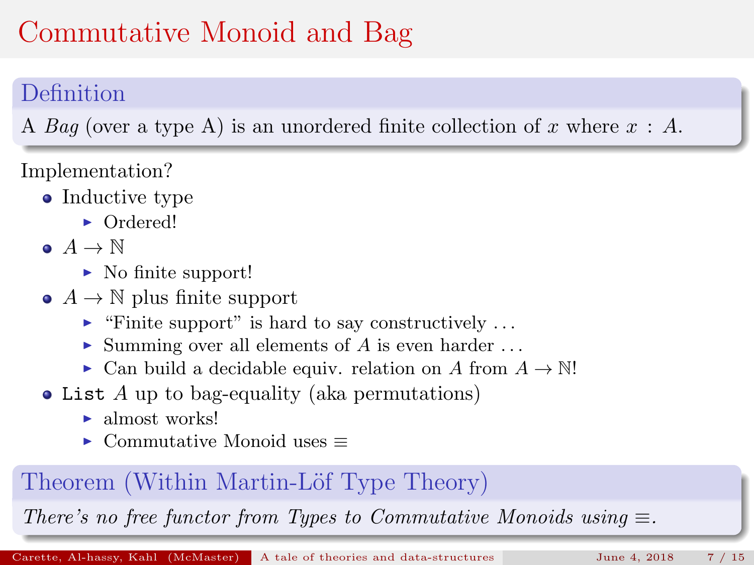# Commutative Monoid and Bag

**Definition**

A *Bag* (over a type A) is an unordered finite collection of $x$ where $x : A$.

Implementation?

- Inductive type
  - Ordered!
- $A \to \mathbb{N}$
  - No finite support!
- $A \to \mathbb{N}$ plus finite support
  - "Finite support" is hard to say constructively ...
  - Summing over all elements of $A$ is even harder ...
  - Can build a decidable equiv. relation on $A$ from $A \to \mathbb{N}$!
- `List` $A$ up to bag-equality (aka permutations)
  - almost works!
  - Commutative Monoid uses $\equiv$

**Theorem (Within Martin-Löf Type Theory)**

*There's no free functor from Types to Commutative Monoids using* $\equiv$*.*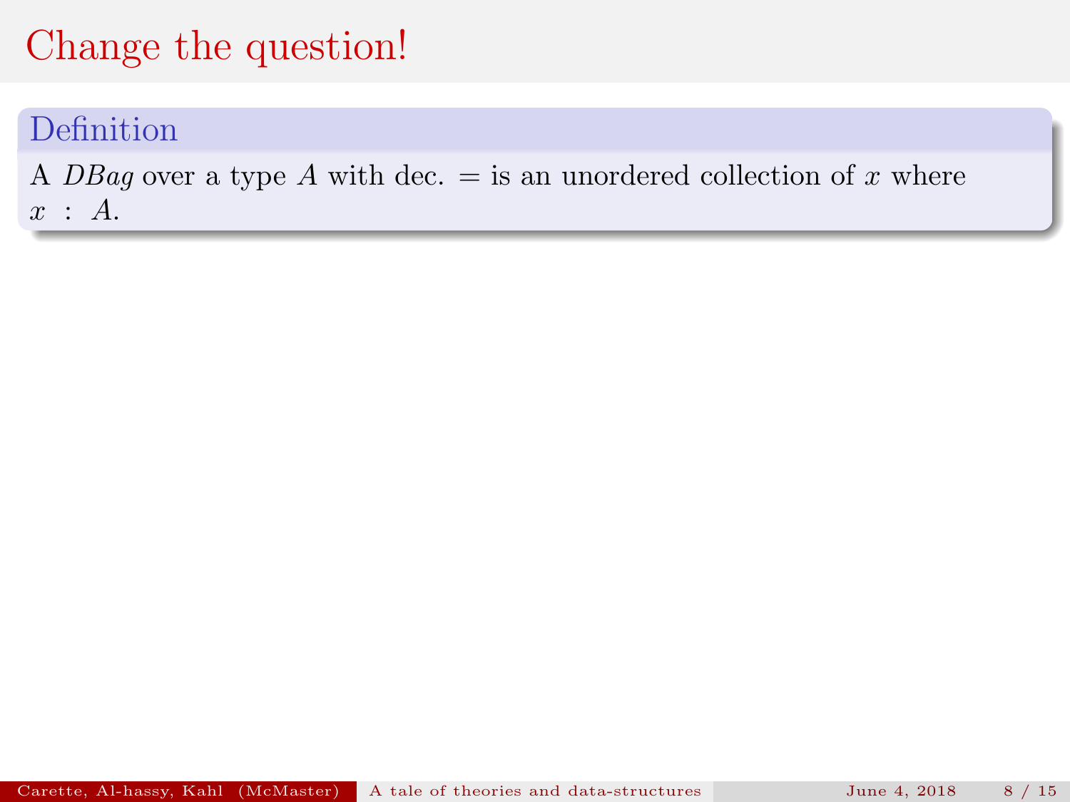# Change the question!

**Definition**

A *DBag* over a type $A$ with dec. $=$ is an unordered collection of $x$ where $x : A$.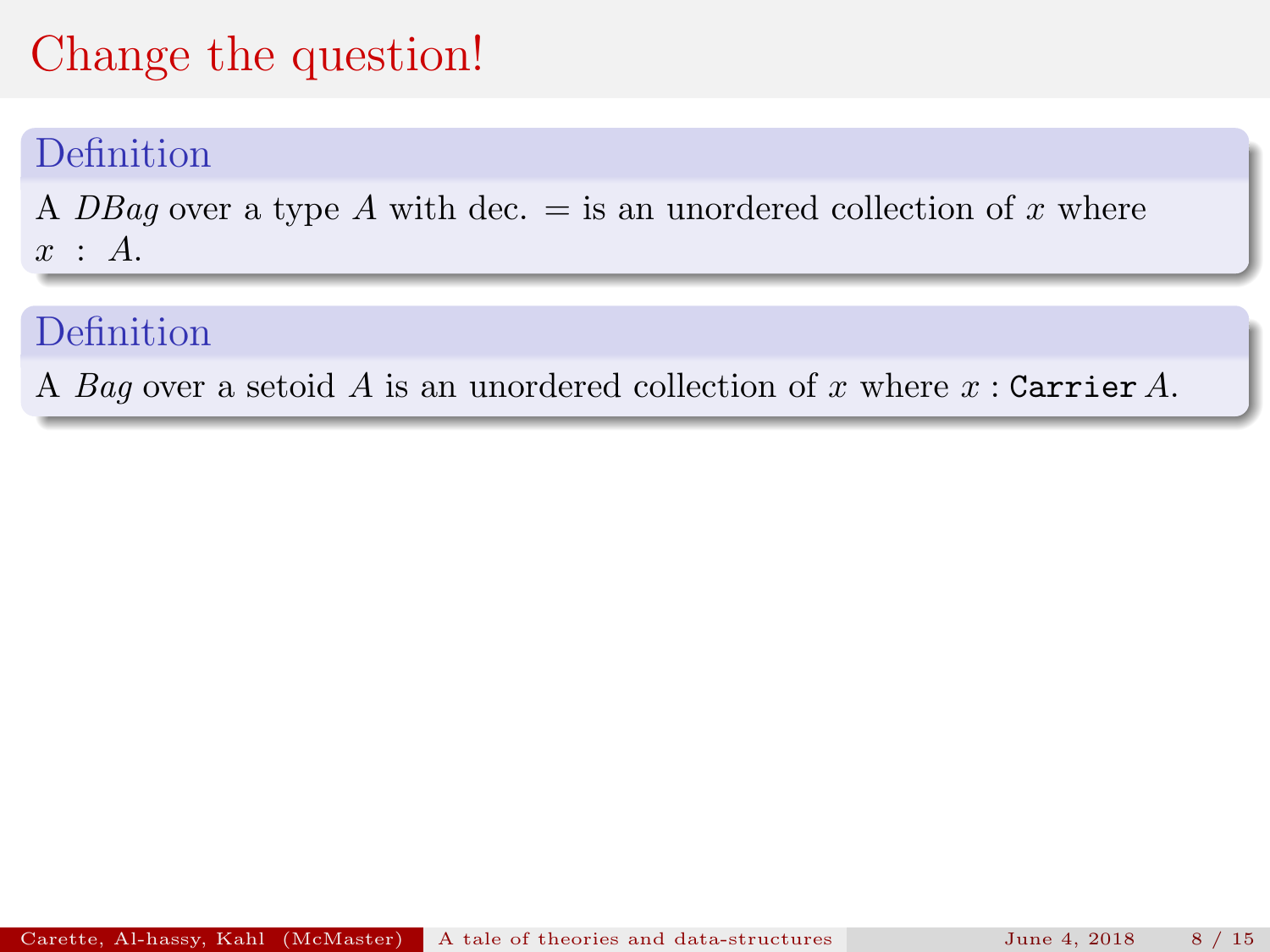# Change the question!

**Definition**

A *DBag* over a type $A$ with dec. $=$ is an unordered collection of $x$ where $x : A$.

**Definition**

A *Bag* over a setoid $A$ is an unordered collection of $x$ where $x : \texttt{Carrier}\, A$.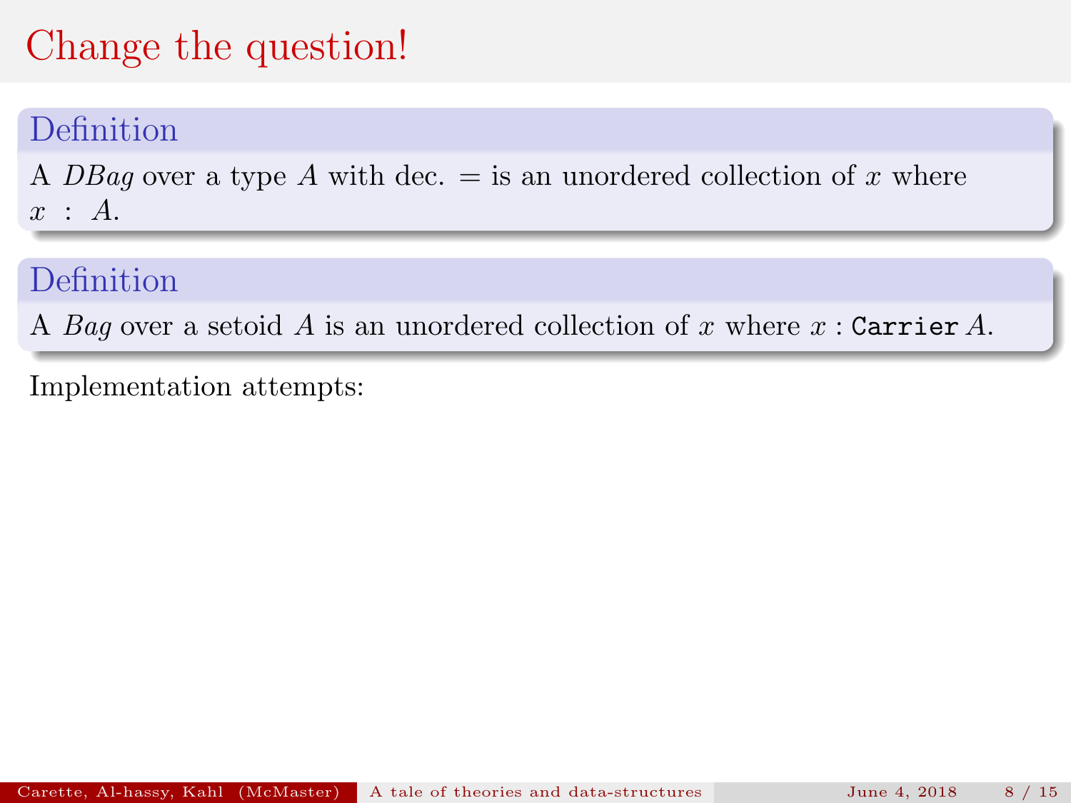# Change the question!

**Definition**

A *DBag* over a type $A$ with dec. $=$ is an unordered collection of $x$ where $x : A$.

**Definition**

A *Bag* over a setoid $A$ is an unordered collection of $x$ where $x$ : `Carrier` $A$.

Implementation attempts: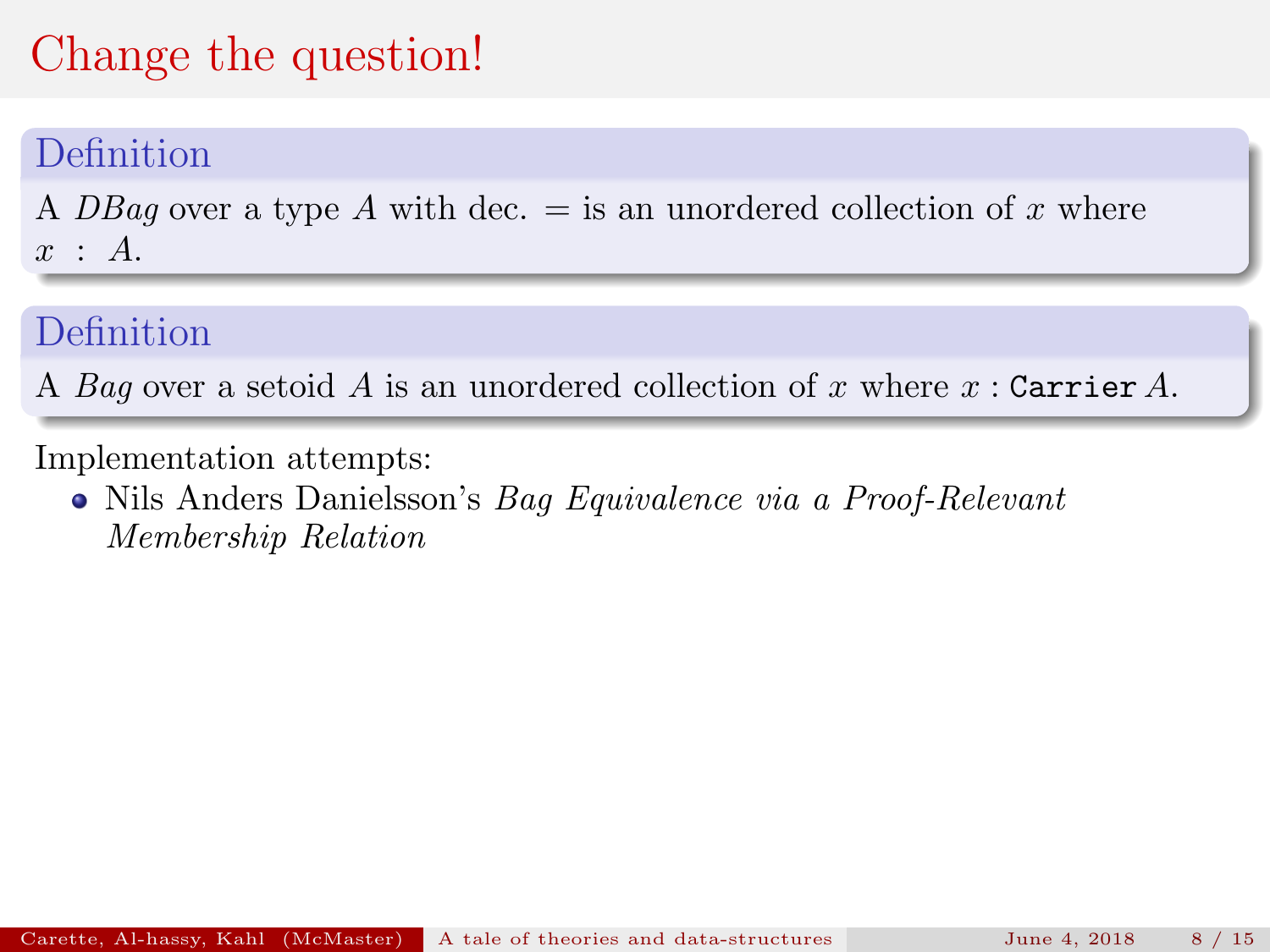# Change the question!

**Definition**

A *DBag* over a type $A$ with dec. $=$ is an unordered collection of $x$ where $x : A$.

**Definition**

A *Bag* over a setoid $A$ is an unordered collection of $x$ where $x$ : `Carrier` $A$.

Implementation attempts:

- Nils Anders Danielsson's *Bag Equivalence via a Proof-Relevant Membership Relation*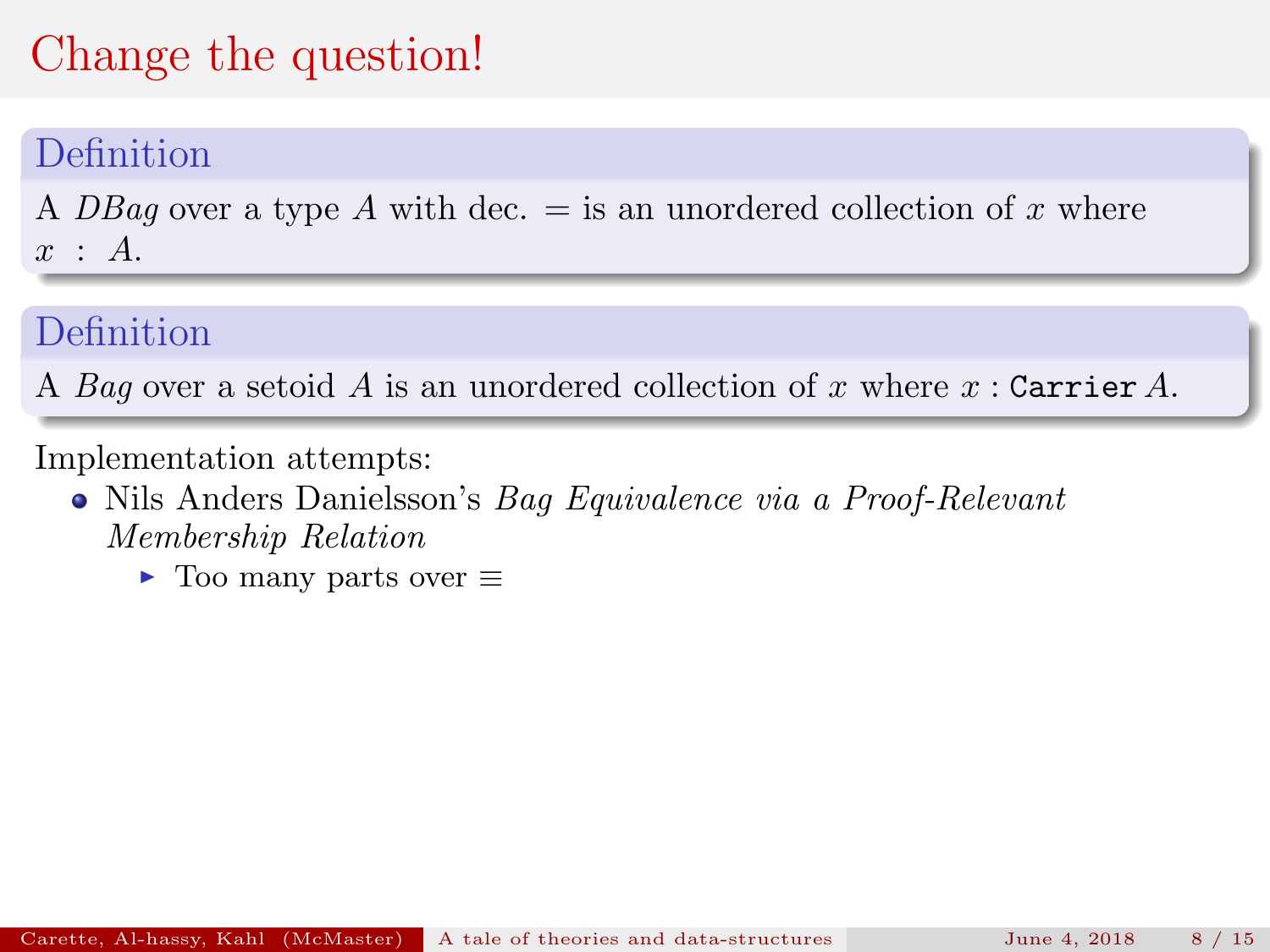# Change the question!

**Definition**

A *DBag* over a type $A$ with dec. $=$ is an unordered collection of $x$ where $x : A$.

**Definition**

A *Bag* over a setoid $A$ is an unordered collection of $x$ where $x : \texttt{Carrier}\ A$.

Implementation attempts:

- Nils Anders Danielsson's *Bag Equivalence via a Proof-Relevant Membership Relation*
  - Too many parts over $\equiv$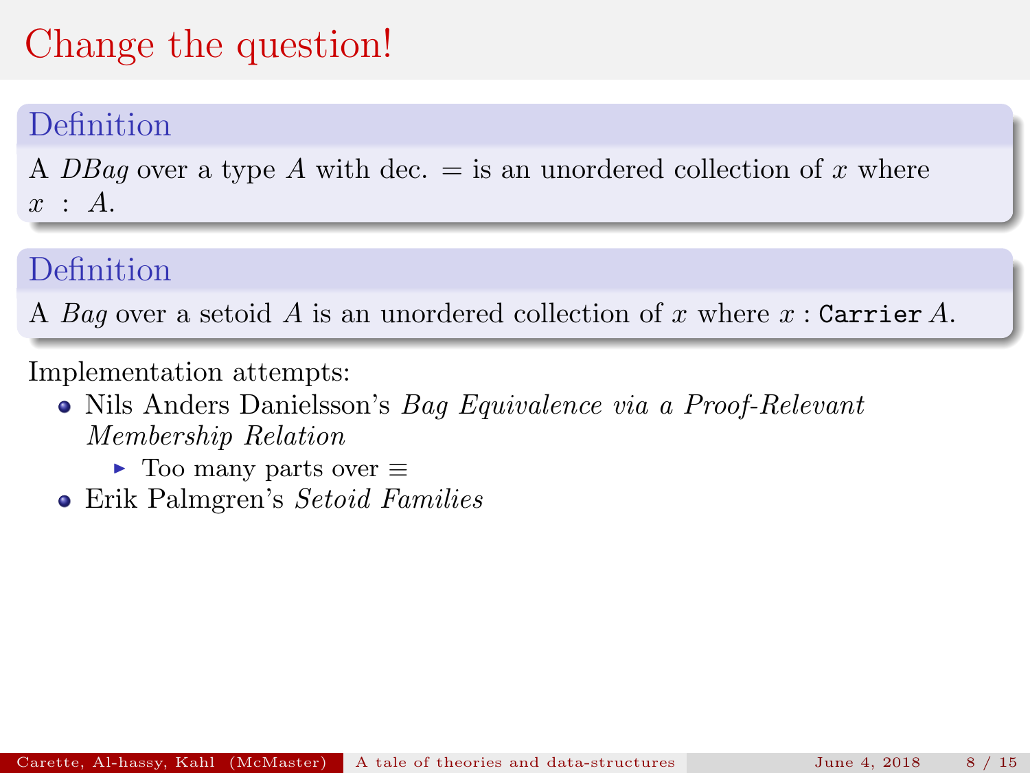# Change the question!

**Definition**

A *DBag* over a type $A$ with dec. $=$ is an unordered collection of $x$ where $x : A$.

**Definition**

A *Bag* over a setoid $A$ is an unordered collection of $x$ where $x :$ `Carrier` $A$.

Implementation attempts:

- Nils Anders Danielsson's *Bag Equivalence via a Proof-Relevant Membership Relation*
  - Too many parts over $\equiv$
- Erik Palmgren's *Setoid Families*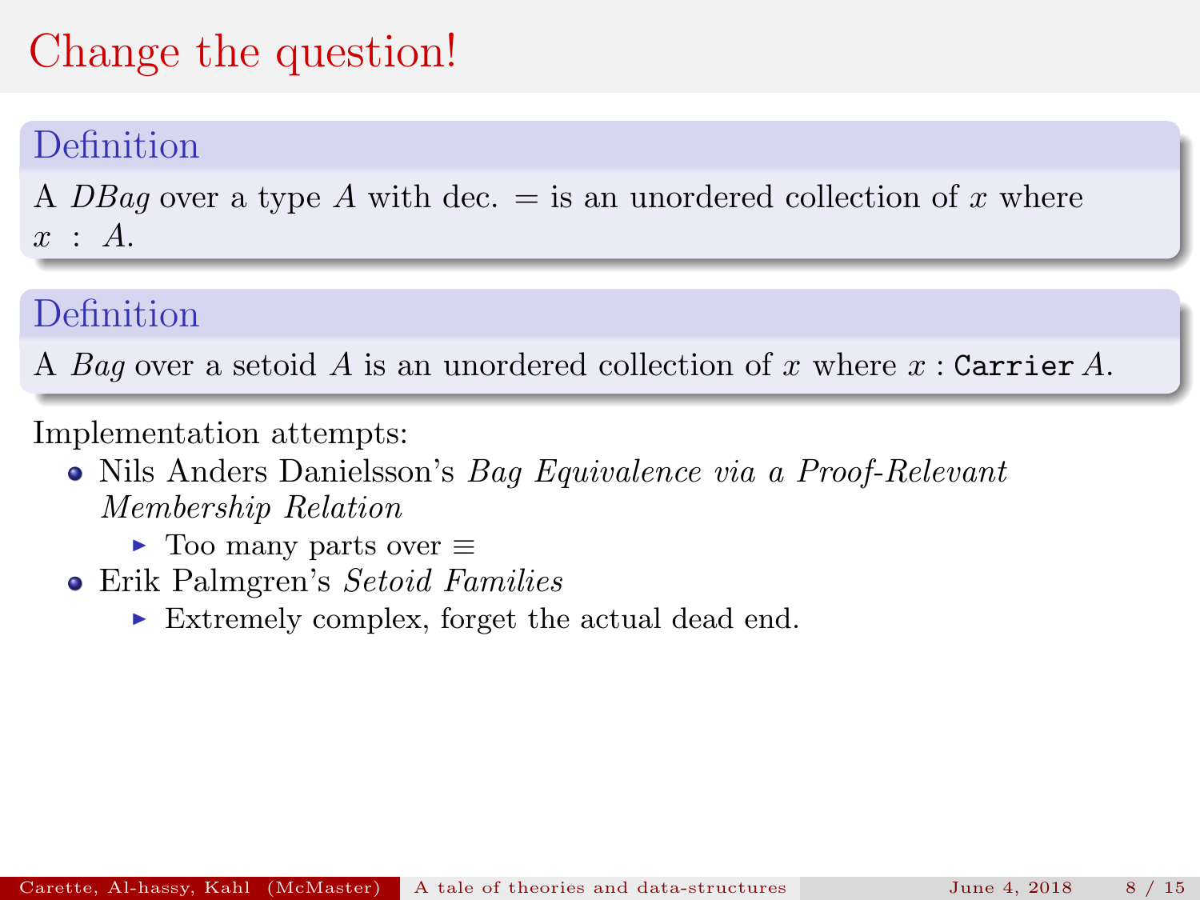# Change the question!

**Definition**

A *DBag* over a type $A$ with dec. $=$ is an unordered collection of $x$ where $x : A$.

**Definition**

A *Bag* over a setoid $A$ is an unordered collection of $x$ where $x : \texttt{Carrier}\, A$.

Implementation attempts:

- Nils Anders Danielsson's *Bag Equivalence via a Proof-Relevant Membership Relation*
  - Too many parts over $\equiv$
- Erik Palmgren's *Setoid Families*
  - Extremely complex, forget the actual dead end.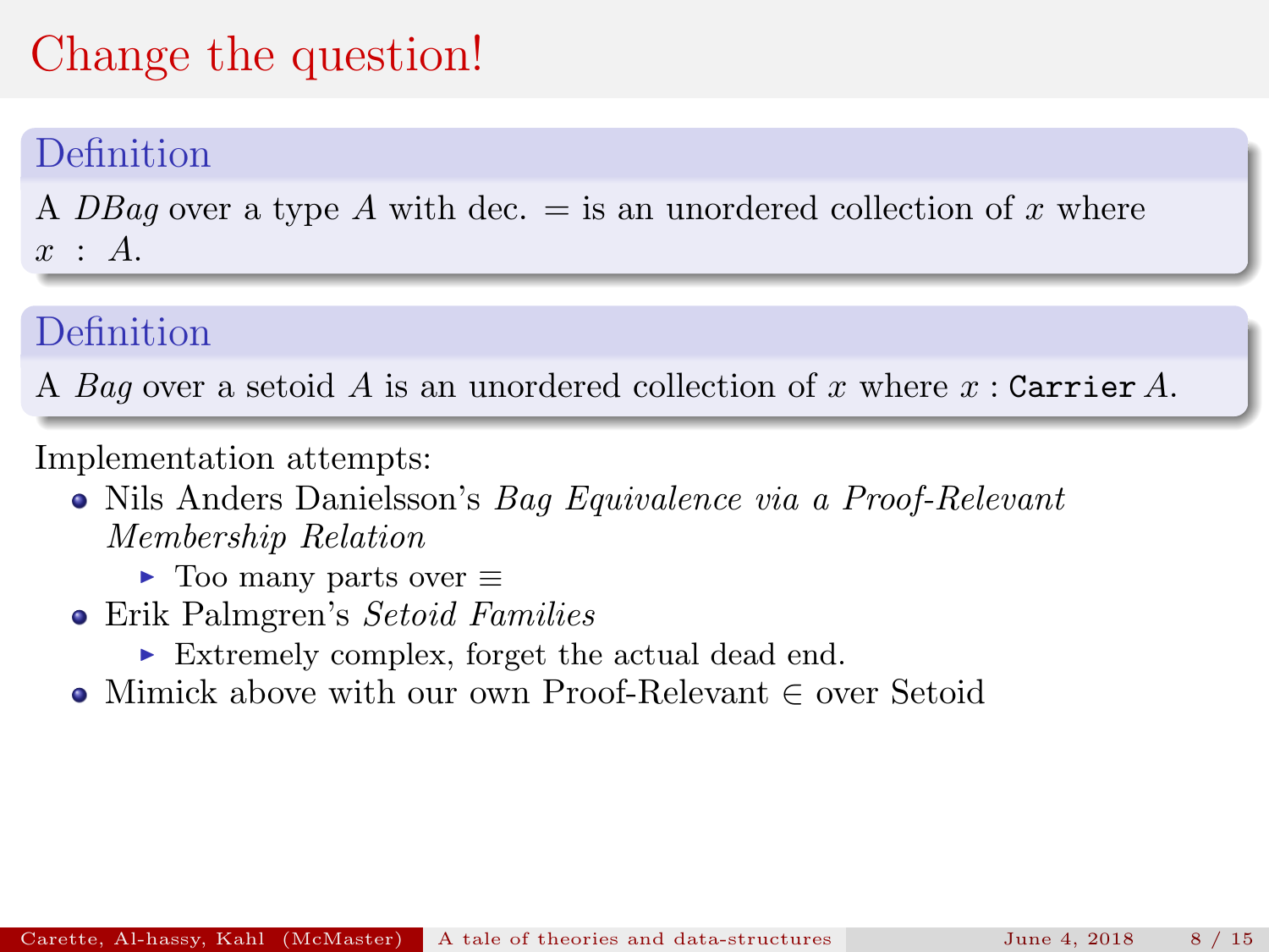# Change the question!

**Definition**

A *DBag* over a type $A$ with dec. $=$ is an unordered collection of $x$ where $x : A$.

**Definition**

A *Bag* over a setoid $A$ is an unordered collection of $x$ where $x$ : `Carrier` $A$.

Implementation attempts:

- Nils Anders Danielsson's *Bag Equivalence via a Proof-Relevant Membership Relation*
  - Too many parts over $\equiv$
- Erik Palmgren's *Setoid Families*
  - Extremely complex, forget the actual dead end.
- Mimick above with our own Proof-Relevant $\in$ over Setoid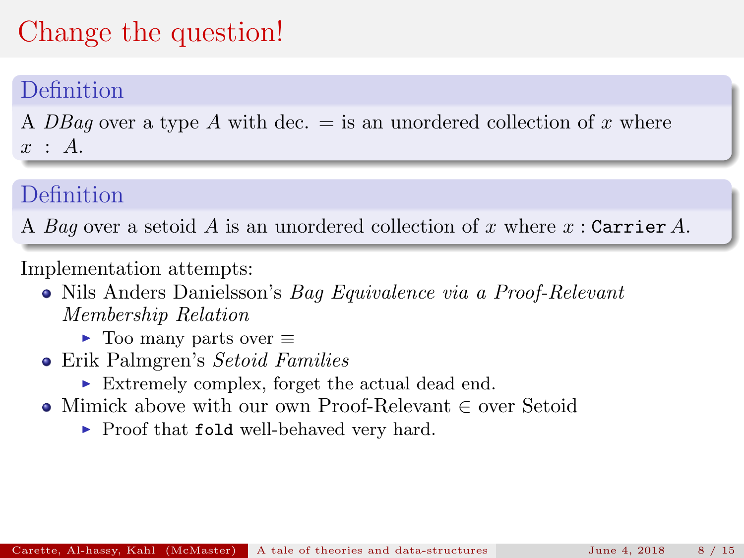# Change the question!

**Definition**

A *DBag* over a type $A$ with dec. $=$ is an unordered collection of $x$ where $x : A$.

**Definition**

A *Bag* over a setoid $A$ is an unordered collection of $x$ where $x : \texttt{Carrier}\, A$.

Implementation attempts:

- Nils Anders Danielsson's *Bag Equivalence via a Proof-Relevant Membership Relation*
  - Too many parts over $\equiv$
- Erik Palmgren's *Setoid Families*
  - Extremely complex, forget the actual dead end.
- Mimick above with our own Proof-Relevant $\in$ over Setoid
  - Proof that `fold` well-behaved very hard.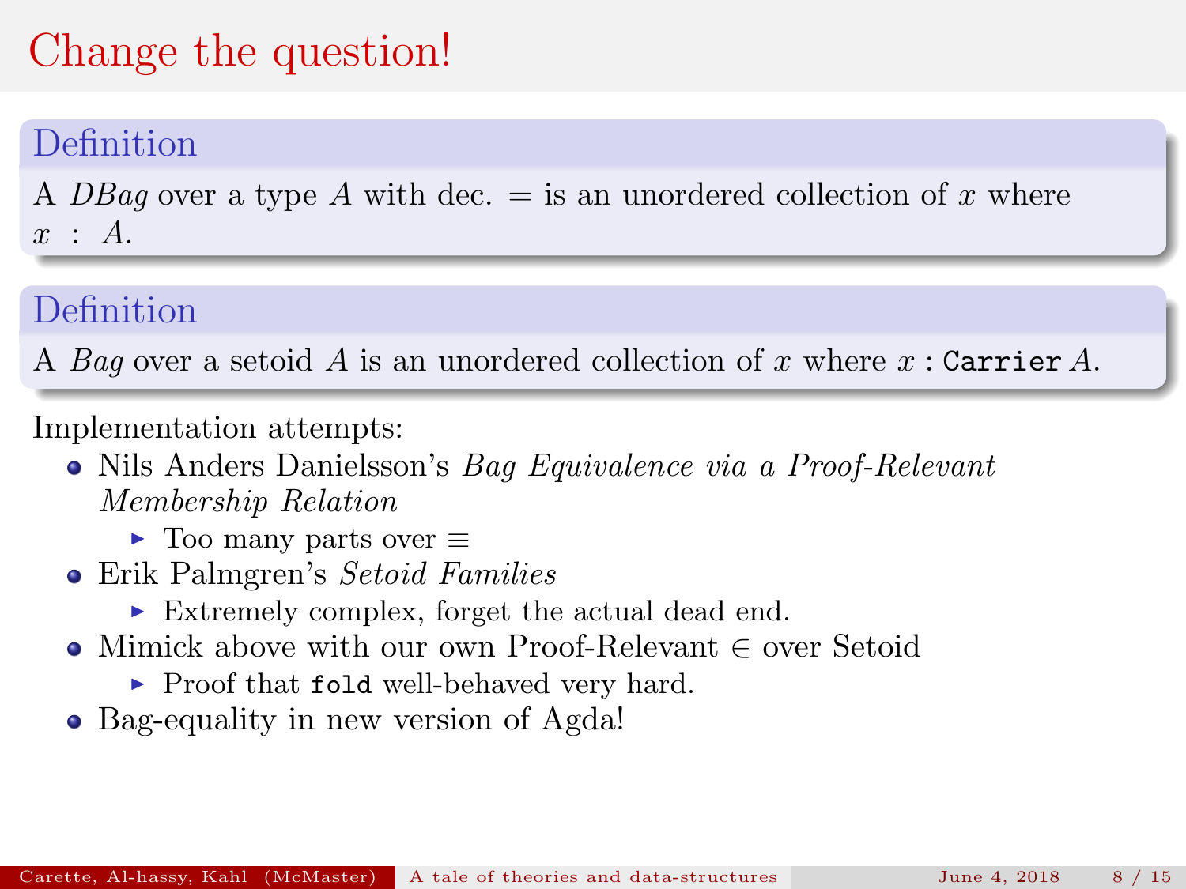# Change the question!

**Definition**

A *DBag* over a type $A$ with dec. $=$ is an unordered collection of $x$ where $x : A$.

**Definition**

A *Bag* over a setoid $A$ is an unordered collection of $x$ where $x$ : `Carrier` $A$.

Implementation attempts:

- Nils Anders Danielsson's *Bag Equivalence via a Proof-Relevant Membership Relation*
  - Too many parts over $\equiv$
- Erik Palmgren's *Setoid Families*
  - Extremely complex, forget the actual dead end.
- Mimick above with our own Proof-Relevant $\in$ over Setoid
  - Proof that `fold` well-behaved very hard.
- Bag-equality in new version of Agda!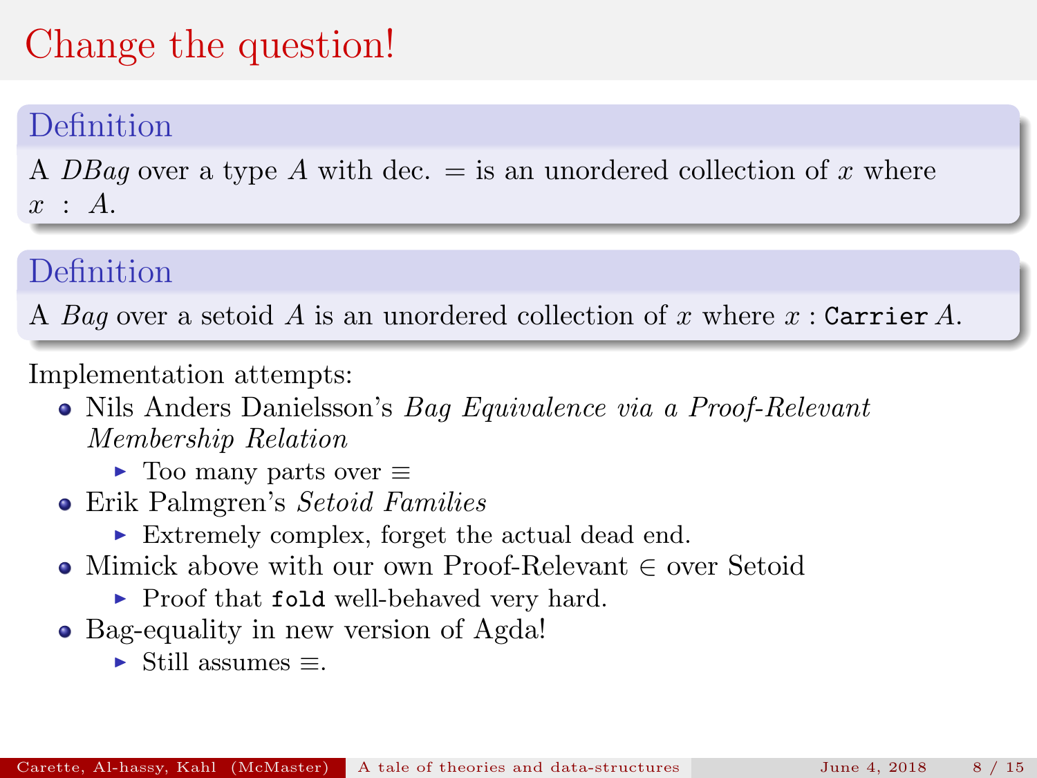# Change the question!

**Definition**

A *DBag* over a type $A$ with dec. $=$ is an unordered collection of $x$ where $x : A$.

**Definition**

A *Bag* over a setoid $A$ is an unordered collection of $x$ where $x$ : `Carrier` $A$.

Implementation attempts:

- Nils Anders Danielsson's *Bag Equivalence via a Proof-Relevant Membership Relation*
  - Too many parts over $\equiv$
- Erik Palmgren's *Setoid Families*
  - Extremely complex, forget the actual dead end.
- Mimick above with our own Proof-Relevant $\in$ over Setoid
  - Proof that `fold` well-behaved very hard.
- Bag-equality in new version of Agda!
  - Still assumes $\equiv$.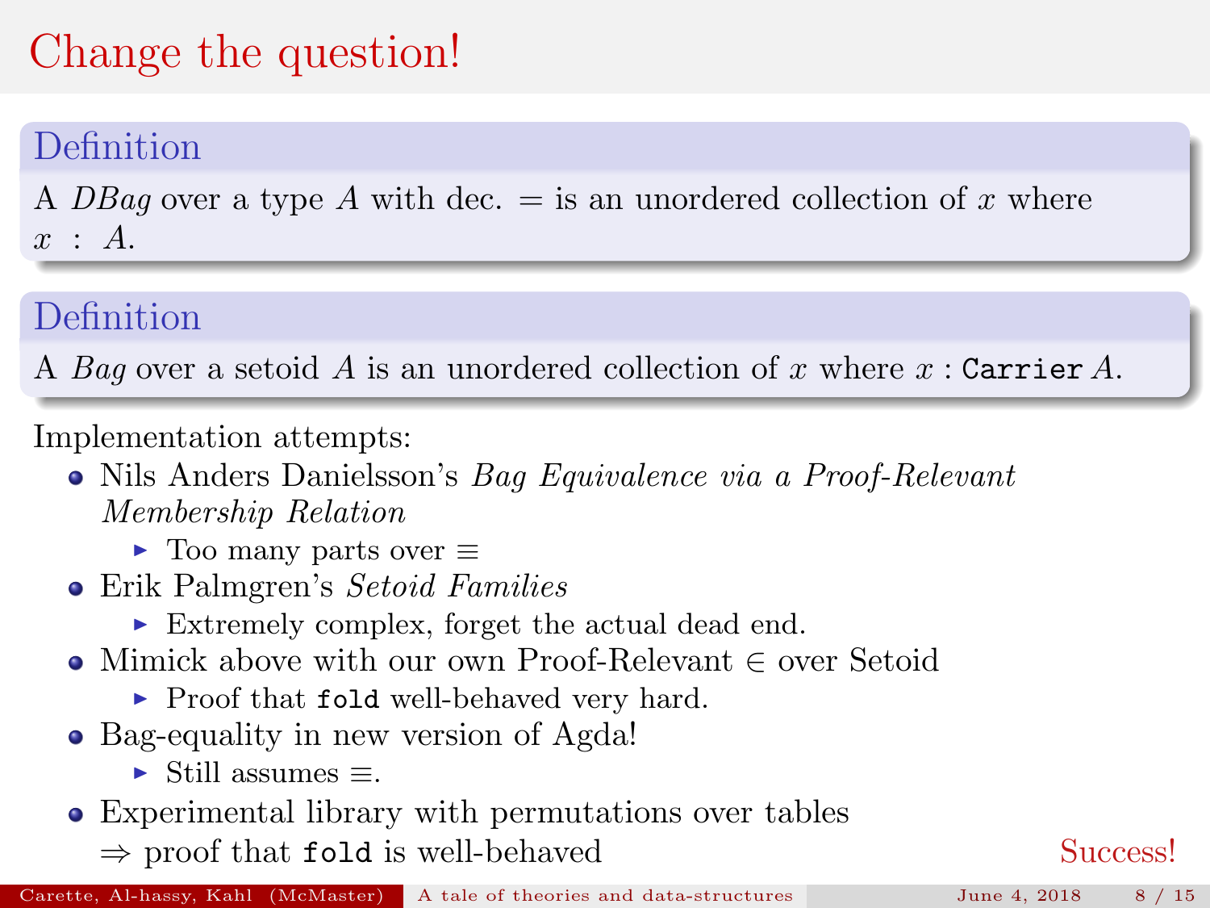# Change the question!

**Definition**

A *DBag* over a type $A$ with dec. $=$ is an unordered collection of $x$ where $x : A$.

**Definition**

A *Bag* over a setoid $A$ is an unordered collection of $x$ where $x$ : `Carrier` $A$.

Implementation attempts:

- Nils Anders Danielsson's *Bag Equivalence via a Proof-Relevant Membership Relation*
  - Too many parts over $\equiv$
- Erik Palmgren's *Setoid Families*
  - Extremely complex, forget the actual dead end.
- Mimick above with our own Proof-Relevant $\in$ over Setoid
  - Proof that `fold` well-behaved very hard.
- Bag-equality in new version of Agda!
  - Still assumes $\equiv$.
- Experimental library with permutations over tables
  $\Rightarrow$ proof that `fold` is well-behaved

Success!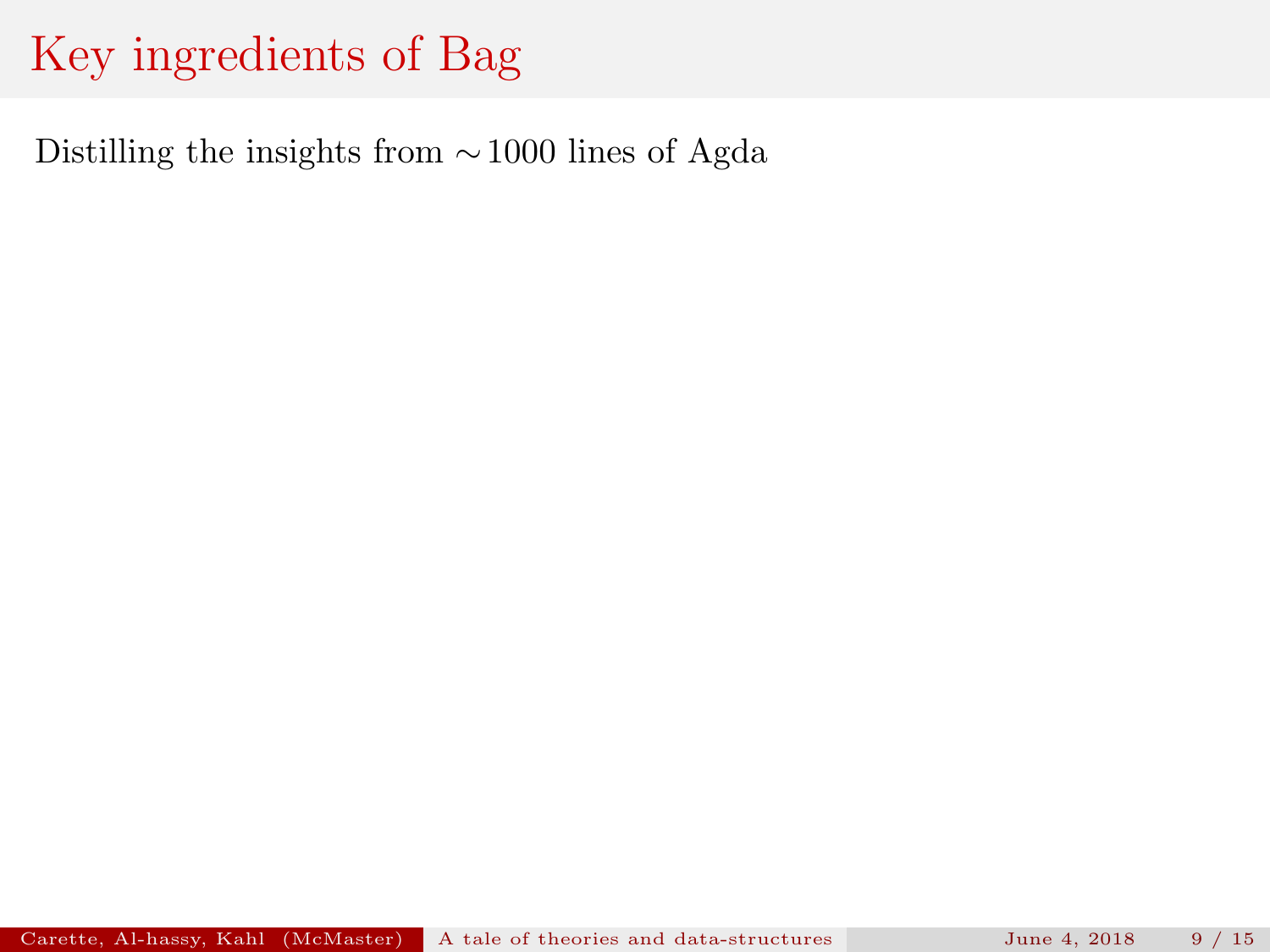# Key ingredients of Bag

Distilling the insights from $\sim$1000 lines of Agda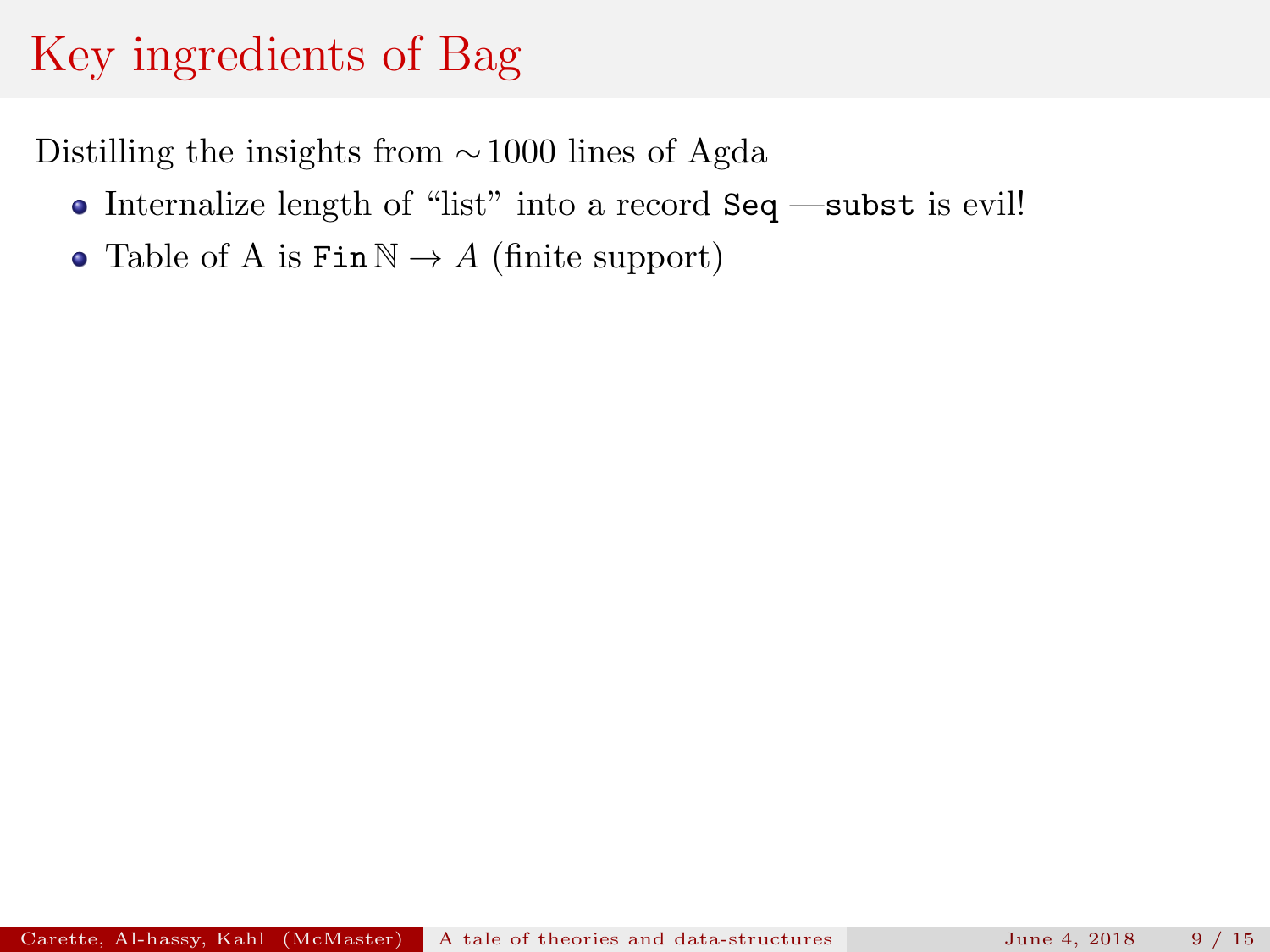# Key ingredients of Bag

Distilling the insights from $\sim$1000 lines of Agda

- Internalize length of "list" into a record `Seq` —`subst` is evil!
- Table of A is `Fin` $\mathbb{N} \to A$ (finite support)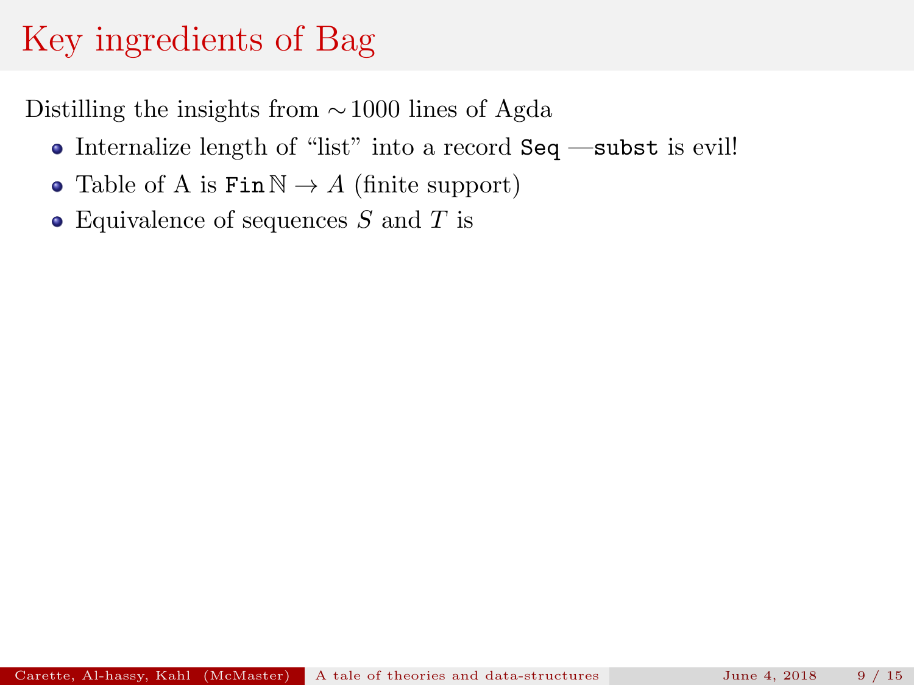# Key ingredients of Bag

Distilling the insights from $\sim$1000 lines of Agda

- Internalize length of "list" into a record `Seq` —`subst` is evil!
- Table of A is `Fin` $\mathbb{N} \to A$ (finite support)
- Equivalence of sequences $S$ and $T$ is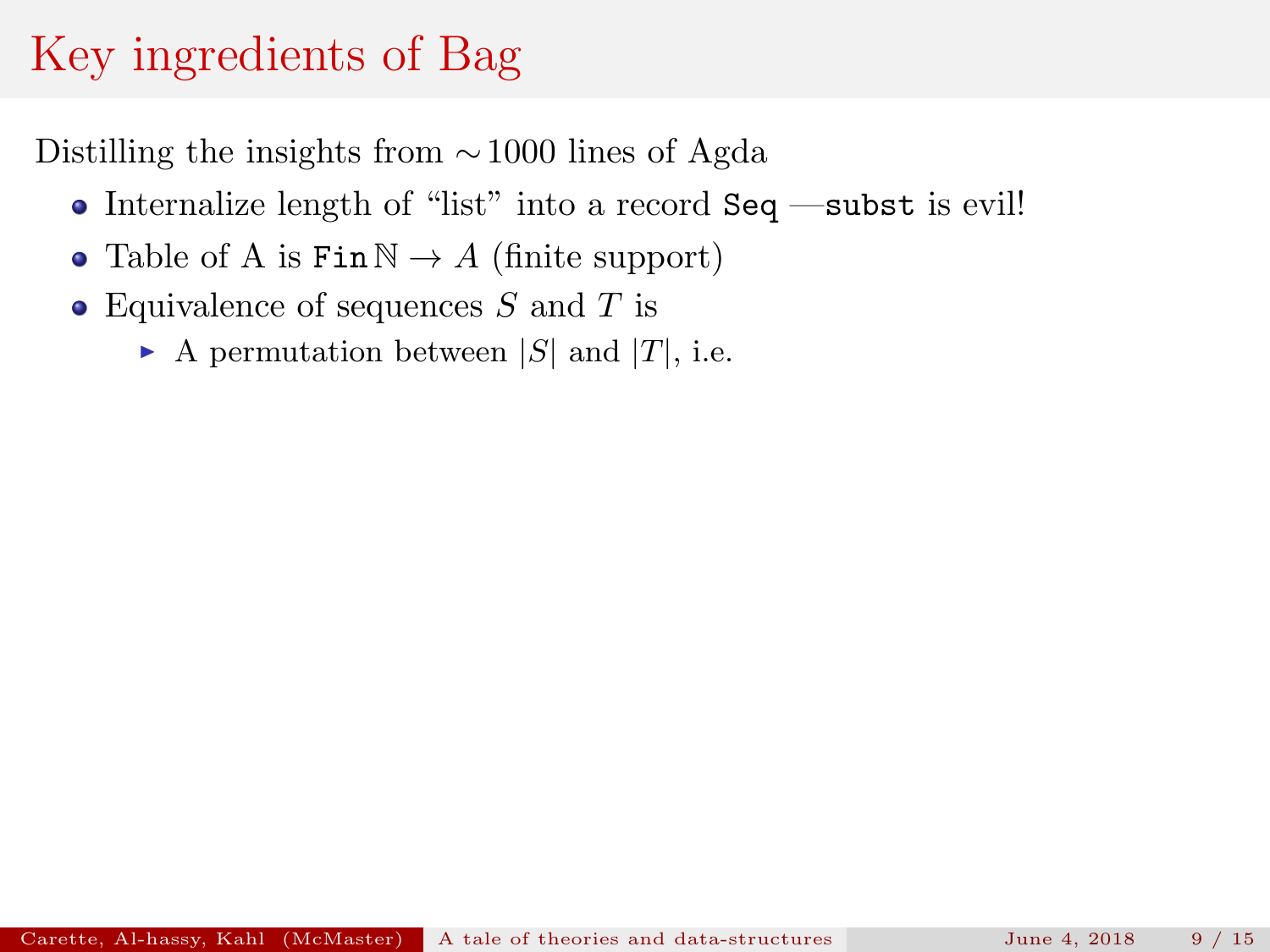# Key ingredients of Bag

Distilling the insights from $\sim$1000 lines of Agda

- Internalize length of "list" into a record `Seq` —`subst` is evil!
- Table of A is `Fin` $\mathbb{N} \to A$ (finite support)
- Equivalence of sequences $S$ and $T$ is
  - A permutation between $|S|$ and $|T|$, i.e.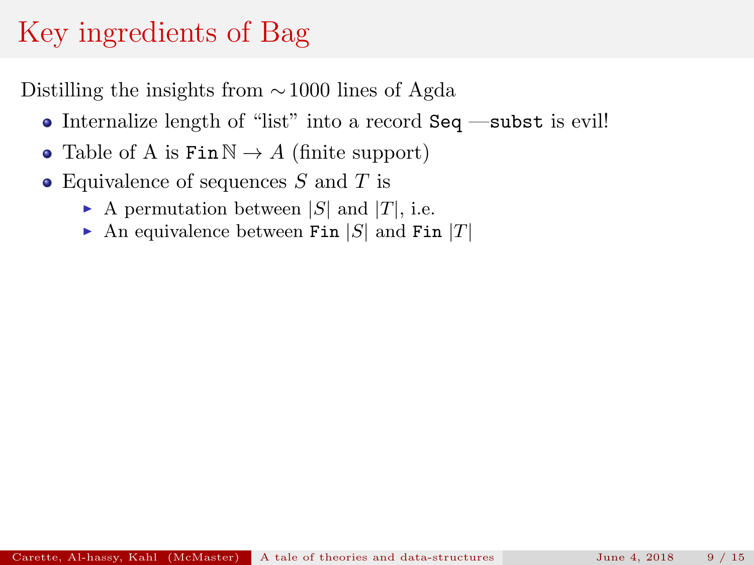# Key ingredients of Bag

Distilling the insights from $\sim$1000 lines of Agda

- Internalize length of "list" into a record `Seq` —`subst` is evil!
- Table of A is `Fin` $\mathbb{N} \to A$ (finite support)
- Equivalence of sequences $S$ and $T$ is
  - A permutation between $|S|$ and $|T|$, i.e.
  - An equivalence between `Fin` $|S|$ and `Fin` $|T|$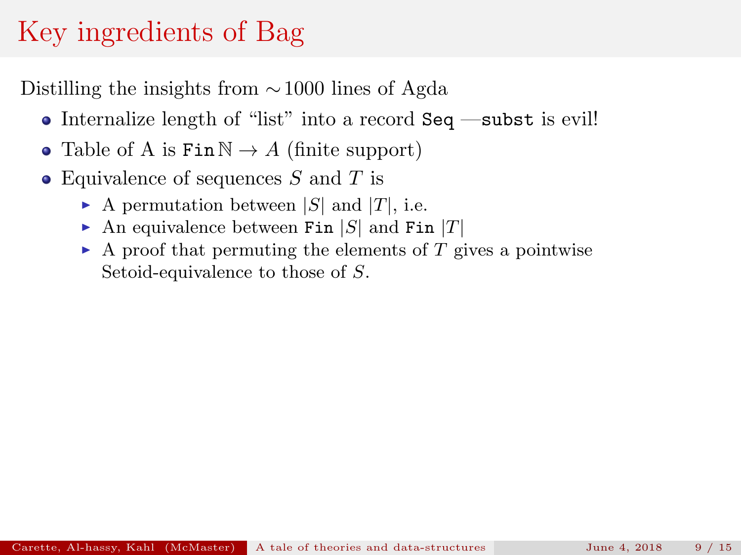# Key ingredients of Bag

Distilling the insights from $\sim$1000 lines of Agda

- Internalize length of "list" into a record `Seq` —`subst` is evil!
- Table of A is `Fin` $\mathbb{N} \to A$ (finite support)
- Equivalence of sequences $S$ and $T$ is
  - A permutation between $|S|$ and $|T|$, i.e.
  - An equivalence between `Fin` $|S|$ and `Fin` $|T|$
  - A proof that permuting the elements of $T$ gives a pointwise Setoid-equivalence to those of $S$.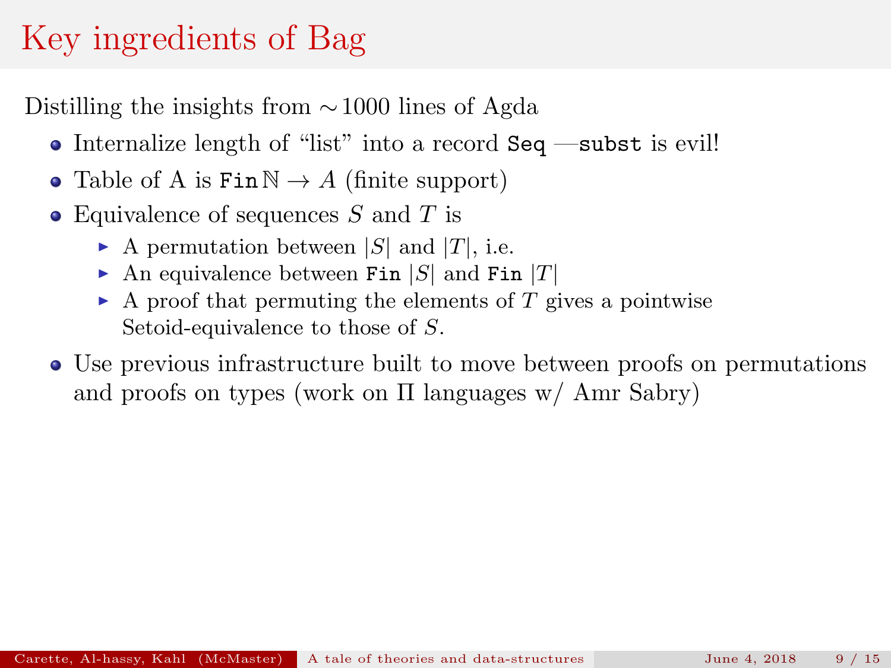# Key ingredients of Bag

Distilling the insights from $\sim$1000 lines of Agda

- Internalize length of "list" into a record `Seq` —`subst` is evil!
- Table of A is `Fin` $\mathbb{N} \to A$ (finite support)
- Equivalence of sequences $S$ and $T$ is
  - A permutation between $|S|$ and $|T|$, i.e.
  - An equivalence between `Fin` $|S|$ and `Fin` $|T|$
  - A proof that permuting the elements of $T$ gives a pointwise Setoid-equivalence to those of $S$.
- Use previous infrastructure built to move between proofs on permutations and proofs on types (work on Π languages w/ Amr Sabry)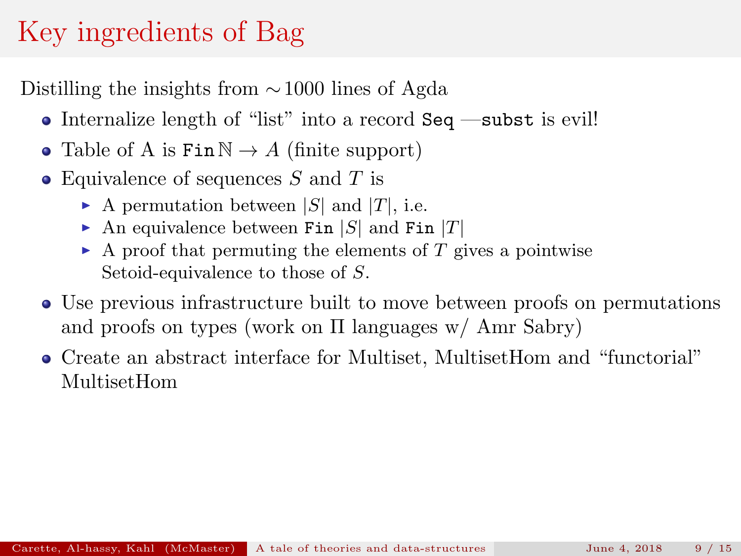# Key ingredients of Bag

Distilling the insights from $\sim$1000 lines of Agda

- Internalize length of "list" into a record `Seq` —`subst` is evil!
- Table of A is $\texttt{Fin}\,\mathbb{N} \to A$ (finite support)
- Equivalence of sequences $S$ and $T$ is
  - A permutation between $|S|$ and $|T|$, i.e.
  - An equivalence between `Fin` $|S|$ and `Fin` $|T|$
  - A proof that permuting the elements of $T$ gives a pointwise Setoid-equivalence to those of $S$.
- Use previous infrastructure built to move between proofs on permutations and proofs on types (work on Π languages w/ Amr Sabry)
- Create an abstract interface for Multiset, MultisetHom and "functorial" MultisetHom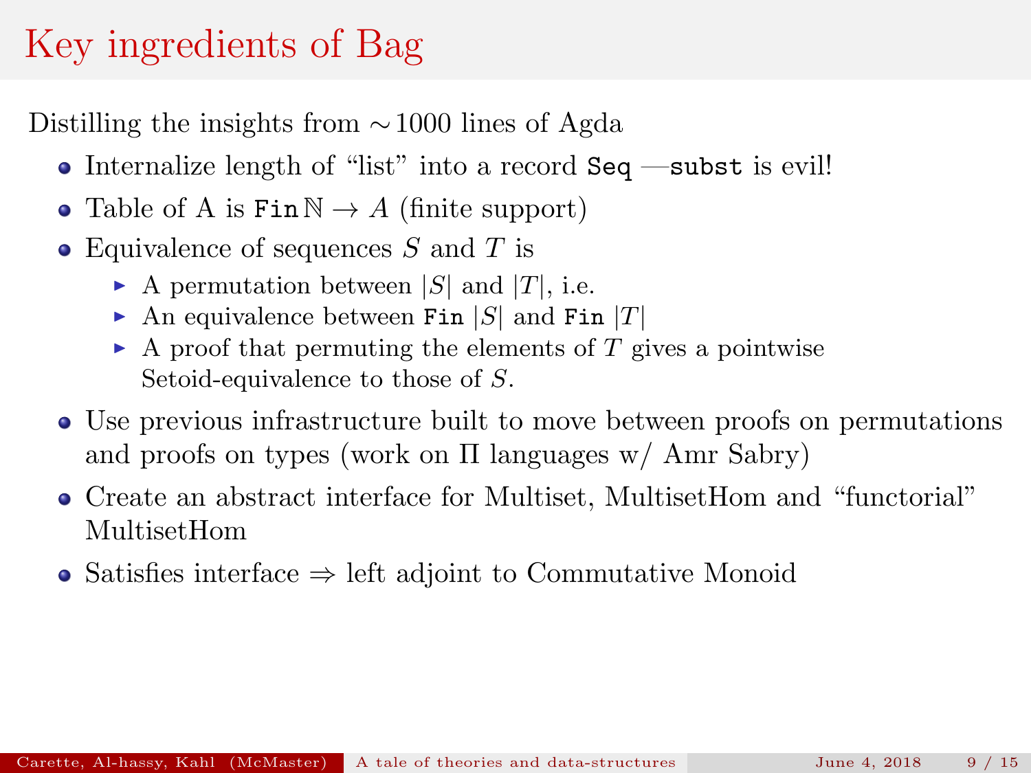# Key ingredients of Bag

Distilling the insights from $\sim$1000 lines of Agda

- Internalize length of "list" into a record `Seq` —`subst` is evil!
- Table of A is `Fin` $\mathbb{N} \to A$ (finite support)
- Equivalence of sequences $S$ and $T$ is
  - A permutation between $|S|$ and $|T|$, i.e.
  - An equivalence between `Fin` $|S|$ and `Fin` $|T|$
  - A proof that permuting the elements of $T$ gives a pointwise Setoid-equivalence to those of $S$.
- Use previous infrastructure built to move between proofs on permutations and proofs on types (work on $\Pi$ languages w/ Amr Sabry)
- Create an abstract interface for Multiset, MultisetHom and "functorial" MultisetHom
- Satisfies interface $\Rightarrow$ left adjoint to Commutative Monoid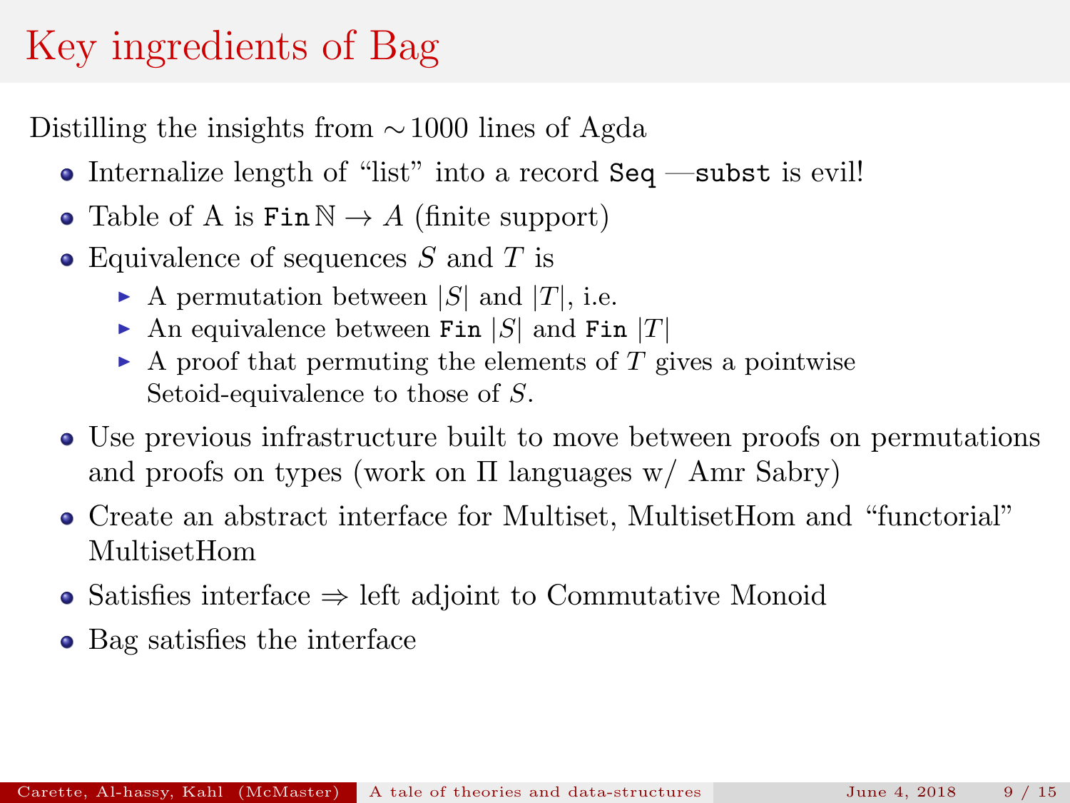# Key ingredients of Bag

Distilling the insights from $\sim$1000 lines of Agda

- Internalize length of "list" into a record `Seq` —`subst` is evil!
- Table of A is $\texttt{Fin}\,\mathbb{N} \to A$ (finite support)
- Equivalence of sequences $S$ and $T$ is
  - A permutation between $|S|$ and $|T|$, i.e.
  - An equivalence between `Fin` $|S|$ and `Fin` $|T|$
  - A proof that permuting the elements of $T$ gives a pointwise Setoid-equivalence to those of $S$.
- Use previous infrastructure built to move between proofs on permutations and proofs on types (work on $\Pi$ languages w/ Amr Sabry)
- Create an abstract interface for Multiset, MultisetHom and "functorial" MultisetHom
- Satisfies interface $\Rightarrow$ left adjoint to Commutative Monoid
- Bag satisfies the interface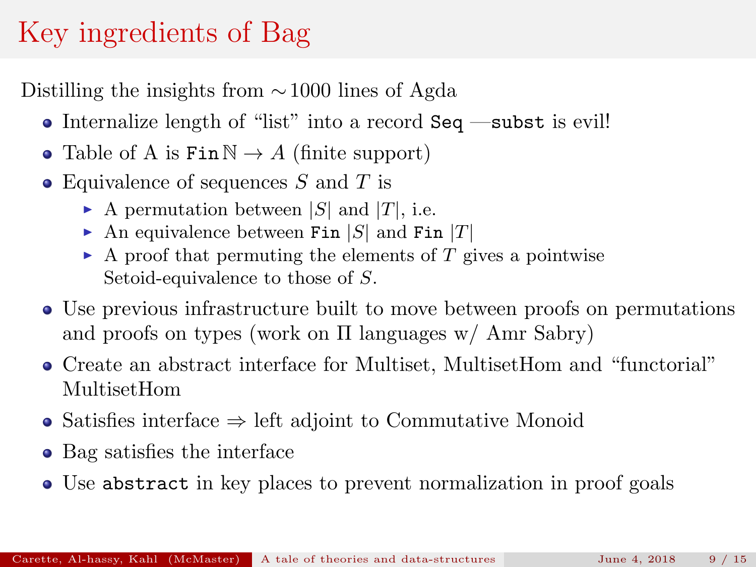# Key ingredients of Bag

Distilling the insights from $\sim$1000 lines of Agda

- Internalize length of "list" into a record `Seq` —`subst` is evil!
- Table of A is `Fin` $\mathbb{N} \to A$ (finite support)
- Equivalence of sequences $S$ and $T$ is
  - A permutation between $|S|$ and $|T|$, i.e.
  - An equivalence between `Fin` $|S|$ and `Fin` $|T|$
  - A proof that permuting the elements of $T$ gives a pointwise Setoid-equivalence to those of $S$.
- Use previous infrastructure built to move between proofs on permutations and proofs on types (work on Π languages w/ Amr Sabry)
- Create an abstract interface for Multiset, MultisetHom and "functorial" MultisetHom
- Satisfies interface ⇒ left adjoint to Commutative Monoid
- Bag satisfies the interface
- Use `abstract` in key places to prevent normalization in proof goals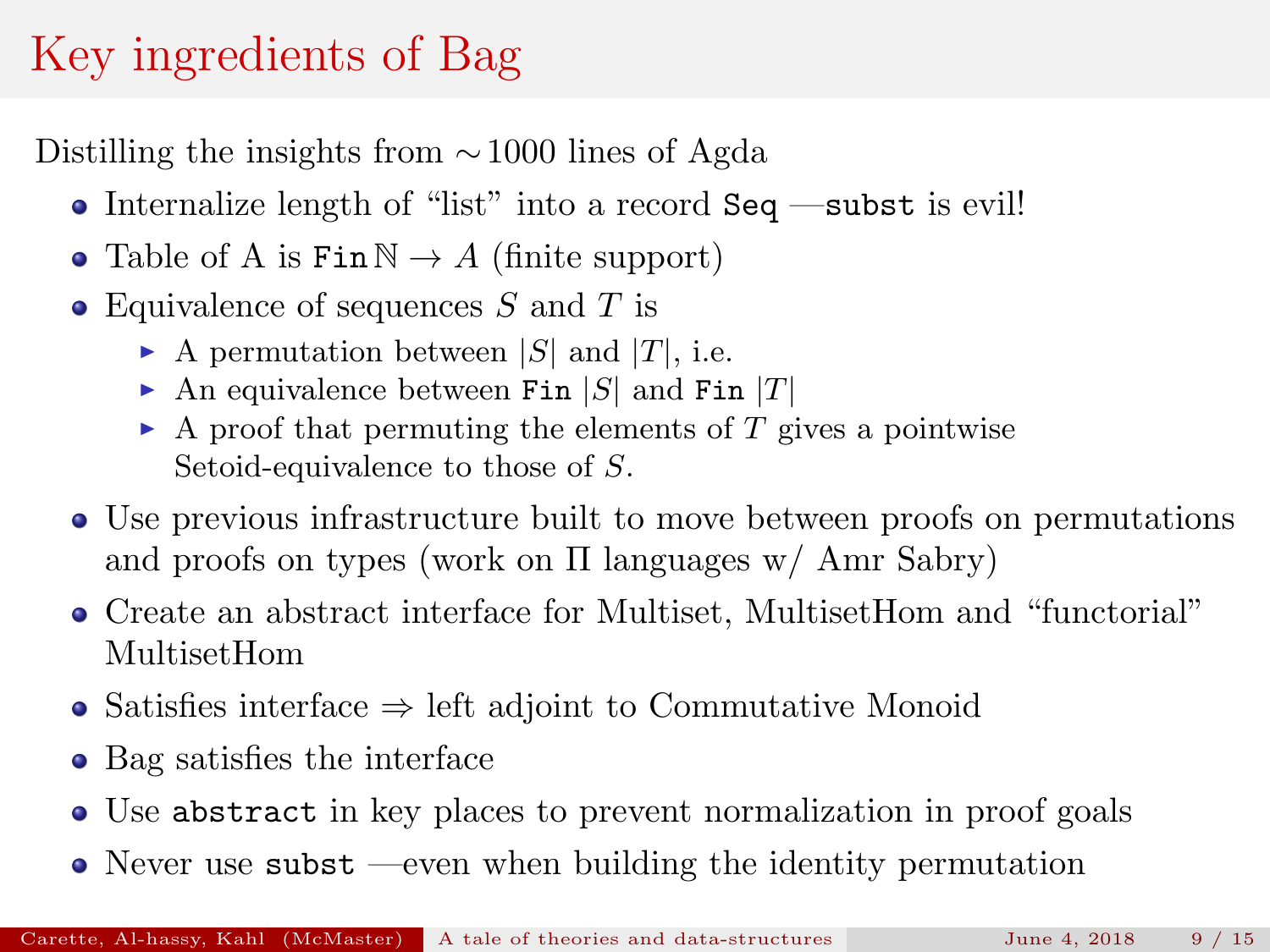# Key ingredients of Bag

Distilling the insights from $\sim$1000 lines of Agda

- Internalize length of "list" into a record `Seq` —`subst` is evil!
- Table of A is `Fin` $\mathbb{N} \to A$ (finite support)
- Equivalence of sequences $S$ and $T$ is
  - A permutation between $|S|$ and $|T|$, i.e.
  - An equivalence between `Fin` $|S|$ and `Fin` $|T|$
  - A proof that permuting the elements of $T$ gives a pointwise Setoid-equivalence to those of $S$.
- Use previous infrastructure built to move between proofs on permutations and proofs on types (work on $\Pi$ languages w/ Amr Sabry)
- Create an abstract interface for Multiset, MultisetHom and "functorial" MultisetHom
- Satisfies interface $\Rightarrow$ left adjoint to Commutative Monoid
- Bag satisfies the interface
- Use `abstract` in key places to prevent normalization in proof goals
- Never use `subst` —even when building the identity permutation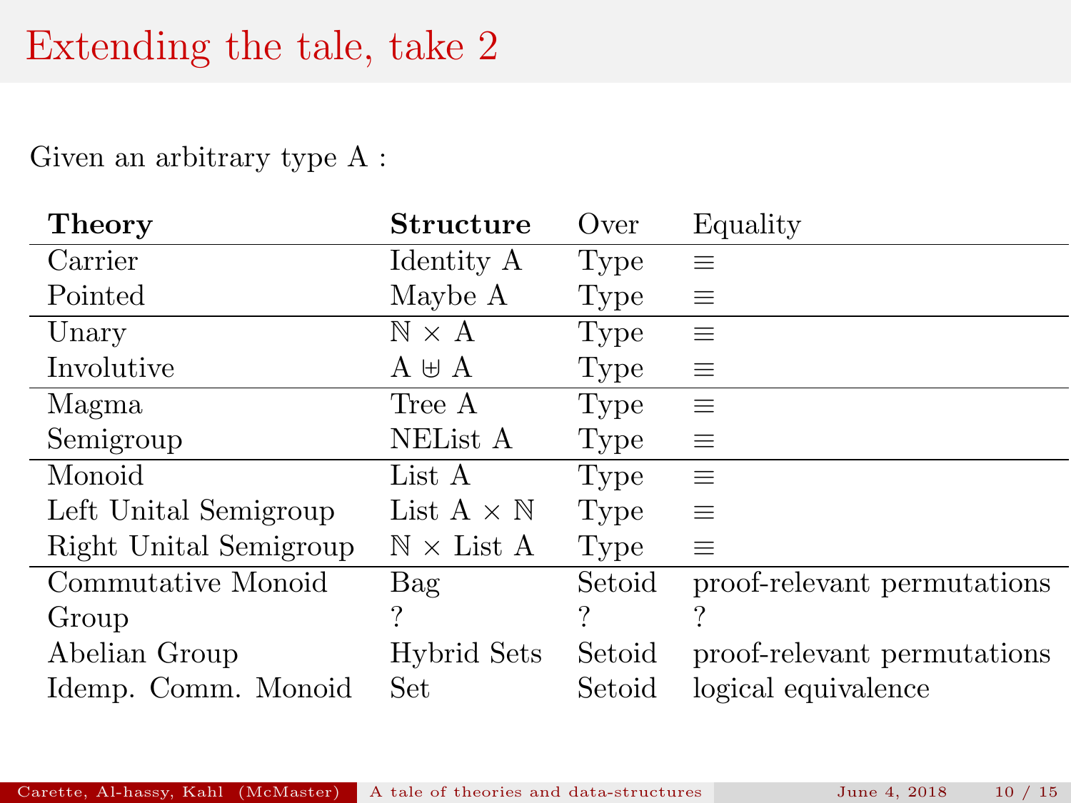# Extending the tale, take 2

Given an arbitrary type A :

| **Theory** | **Structure** | Over | Equality |
|---|---|---|---|
| Carrier | Identity A | Type | $\equiv$ |
| Pointed | Maybe A | Type | $\equiv$ |
| Unary | $\mathbb{N} \times$ A | Type | $\equiv$ |
| Involutive | A $\uplus$ A | Type | $\equiv$ |
| Magma | Tree A | Type | $\equiv$ |
| Semigroup | NEList A | Type | $\equiv$ |
| Monoid | List A | Type | $\equiv$ |
| Left Unital Semigroup | List A $\times \mathbb{N}$ | Type | $\equiv$ |
| Right Unital Semigroup | $\mathbb{N} \times$ List A | Type | $\equiv$ |
| Commutative Monoid | Bag | Setoid | proof-relevant permutations |
| Group | ? | ? | ? |
| Abelian Group | Hybrid Sets | Setoid | proof-relevant permutations |
| Idemp. Comm. Monoid | Set | Setoid | logical equivalence |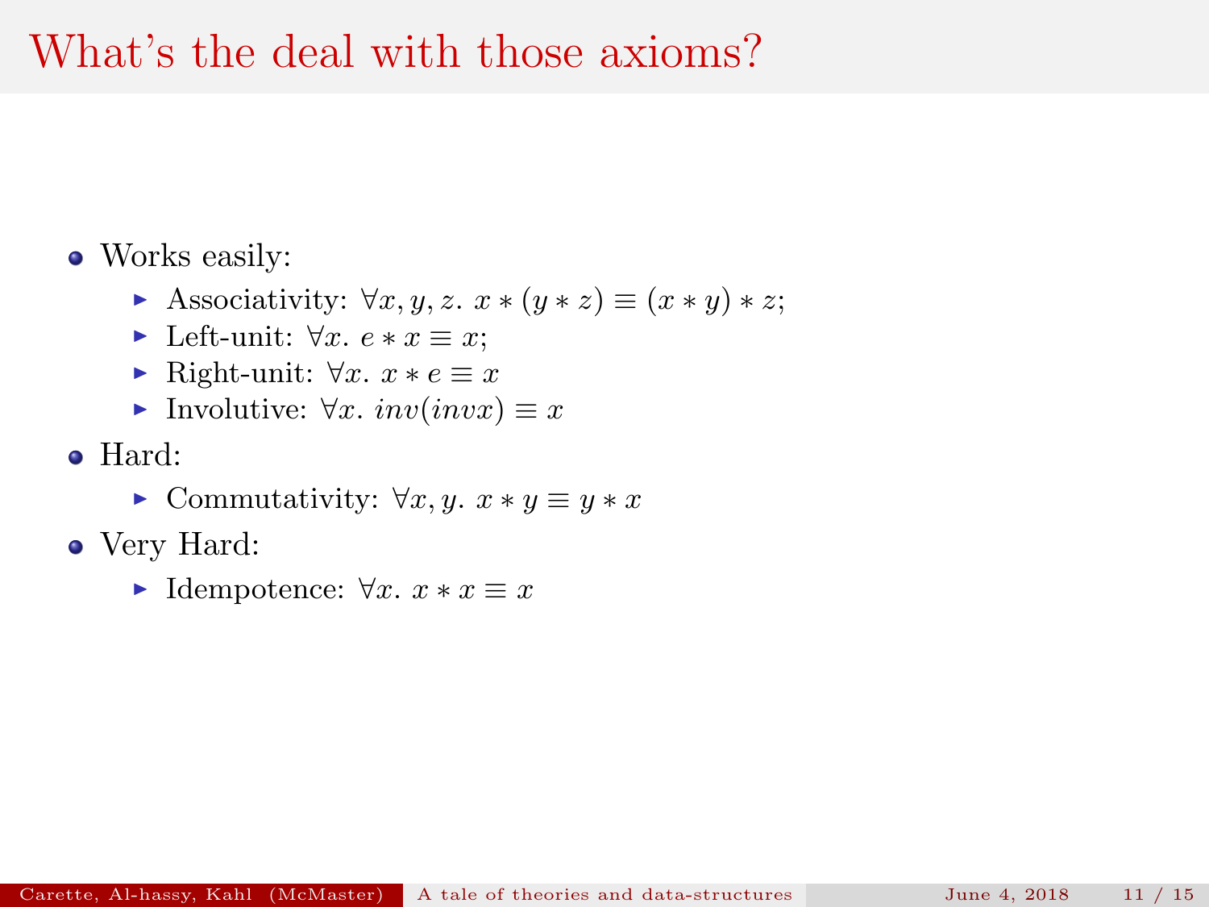# What's the deal with those axioms?

- Works easily:
  - Associativity: $\forall x, y, z.\ x * (y * z) \equiv (x * y) * z$;
  - Left-unit: $\forall x.\ e * x \equiv x$;
  - Right-unit: $\forall x.\ x * e \equiv x$
  - Involutive: $\forall x.\ inv(inv x) \equiv x$
- Hard:
  - Commutativity: $\forall x, y.\ x * y \equiv y * x$
- Very Hard:
  - Idempotence: $\forall x.\ x * x \equiv x$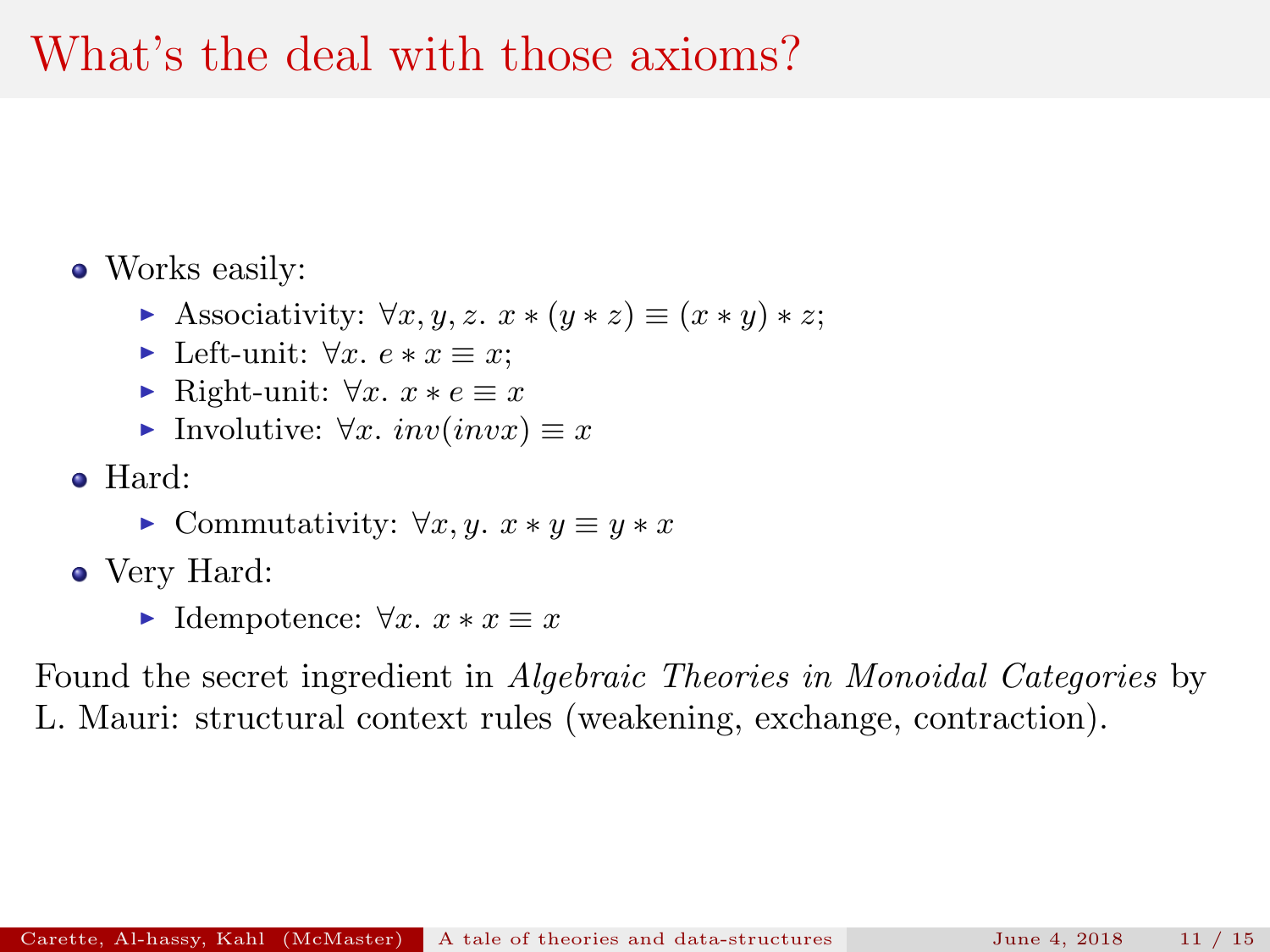# What's the deal with those axioms?

- Works easily:
  - Associativity: $\forall x, y, z.\ x * (y * z) \equiv (x * y) * z$;
  - Left-unit: $\forall x.\ e * x \equiv x$;
  - Right-unit: $\forall x.\ x * e \equiv x$
  - Involutive: $\forall x.\ inv(inv x) \equiv x$
- Hard:
  - Commutativity: $\forall x, y.\ x * y \equiv y * x$
- Very Hard:
  - Idempotence: $\forall x.\ x * x \equiv x$

Found the secret ingredient in *Algebraic Theories in Monoidal Categories* by L. Mauri: structural context rules (weakening, exchange, contraction).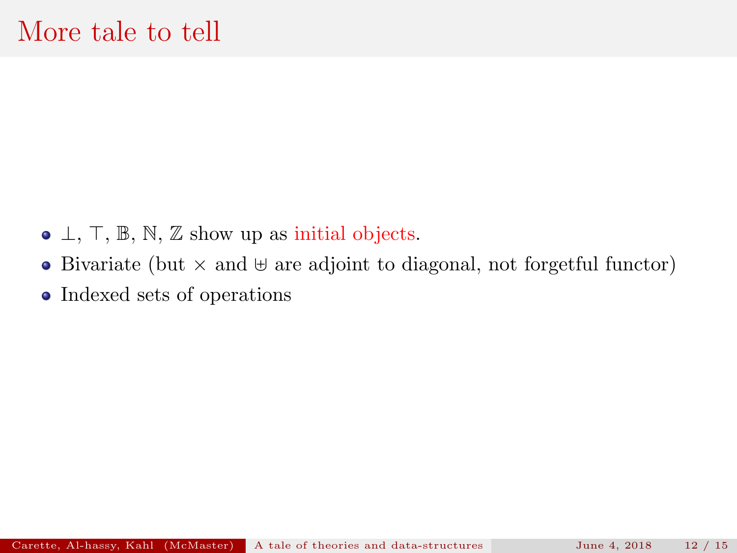# More tale to tell

- $\bot$, $\top$, $\mathbb{B}$, $\mathbb{N}$, $\mathbb{Z}$ show up as initial objects.
- Bivariate (but $\times$ and $\uplus$ are adjoint to diagonal, not forgetful functor)
- Indexed sets of operations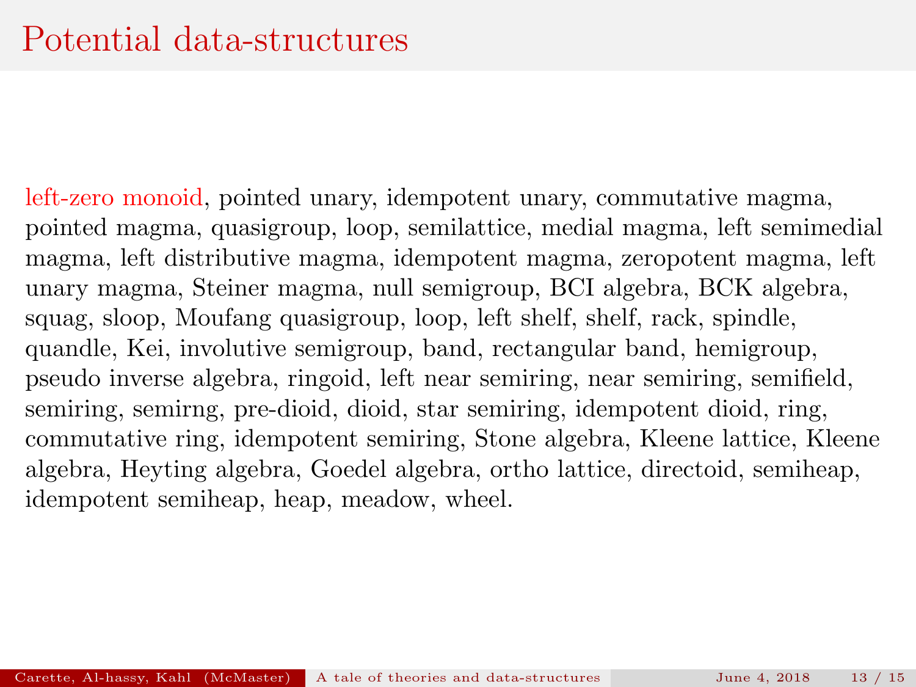# Potential data-structures

left-zero monoid, pointed unary, idempotent unary, commutative magma, pointed magma, quasigroup, loop, semilattice, medial magma, left semimedial magma, left distributive magma, idempotent magma, zeropotent magma, left unary magma, Steiner magma, null semigroup, BCI algebra, BCK algebra, squag, sloop, Moufang quasigroup, loop, left shelf, shelf, rack, spindle, quandle, Kei, involutive semigroup, band, rectangular band, hemigroup, pseudo inverse algebra, ringoid, left near semiring, near semiring, semifield, semiring, semirng, pre-dioid, dioid, star semiring, idempotent dioid, ring, commutative ring, idempotent semiring, Stone algebra, Kleene lattice, Kleene algebra, Heyting algebra, Goedel algebra, ortho lattice, directoid, semiheap, idempotent semiheap, heap, meadow, wheel.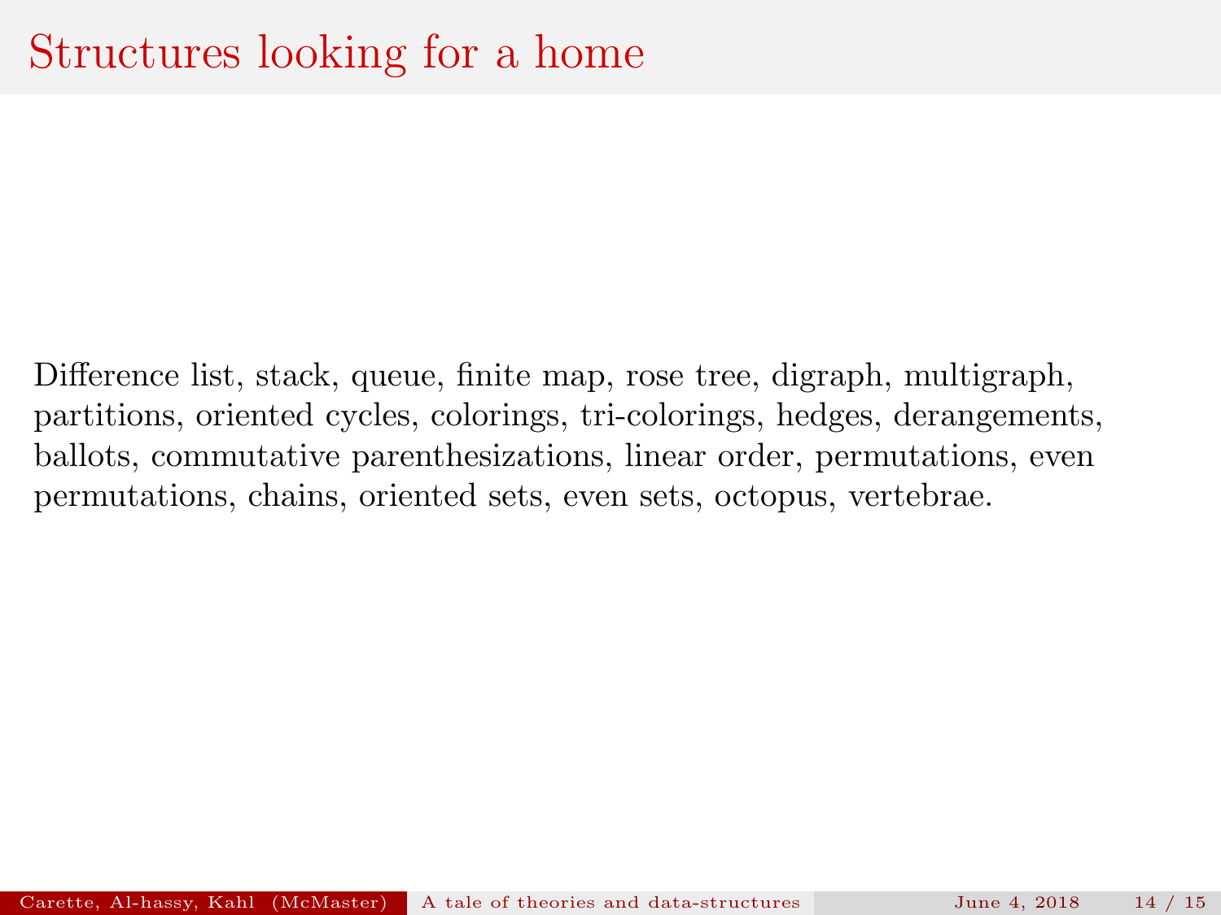# Structures looking for a home

Difference list, stack, queue, finite map, rose tree, digraph, multigraph, partitions, oriented cycles, colorings, tri-colorings, hedges, derangements, ballots, commutative parenthesizations, linear order, permutations, even permutations, chains, oriented sets, even sets, octopus, vertebrae.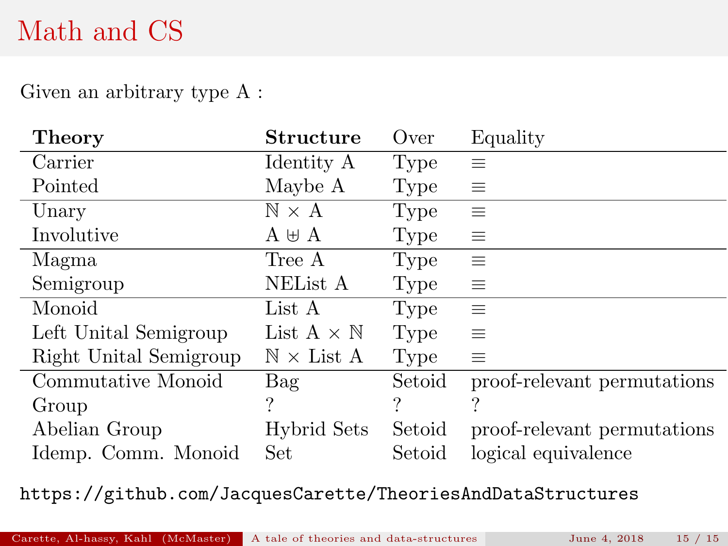# Math and CS

Given an arbitrary type A :

| **Theory** | **Structure** | Over | Equality |
|---|---|---|---|
| Carrier | Identity A | Type | $\equiv$ |
| Pointed | Maybe A | Type | $\equiv$ |
| Unary | $\mathbb{N} \times$ A | Type | $\equiv$ |
| Involutive | A $\uplus$ A | Type | $\equiv$ |
| Magma | Tree A | Type | $\equiv$ |
| Semigroup | NEList A | Type | $\equiv$ |
| Monoid | List A | Type | $\equiv$ |
| Left Unital Semigroup | List A $\times \mathbb{N}$ | Type | $\equiv$ |
| Right Unital Semigroup | $\mathbb{N} \times$ List A | Type | $\equiv$ |
| Commutative Monoid | Bag | Setoid | proof-relevant permutations |
| Group | ? | ? | ? |
| Abelian Group | Hybrid Sets | Setoid | proof-relevant permutations |
| Idemp. Comm. Monoid | Set | Setoid | logical equivalence |

`https://github.com/JacquesCarette/TheoriesAndDataStructures`